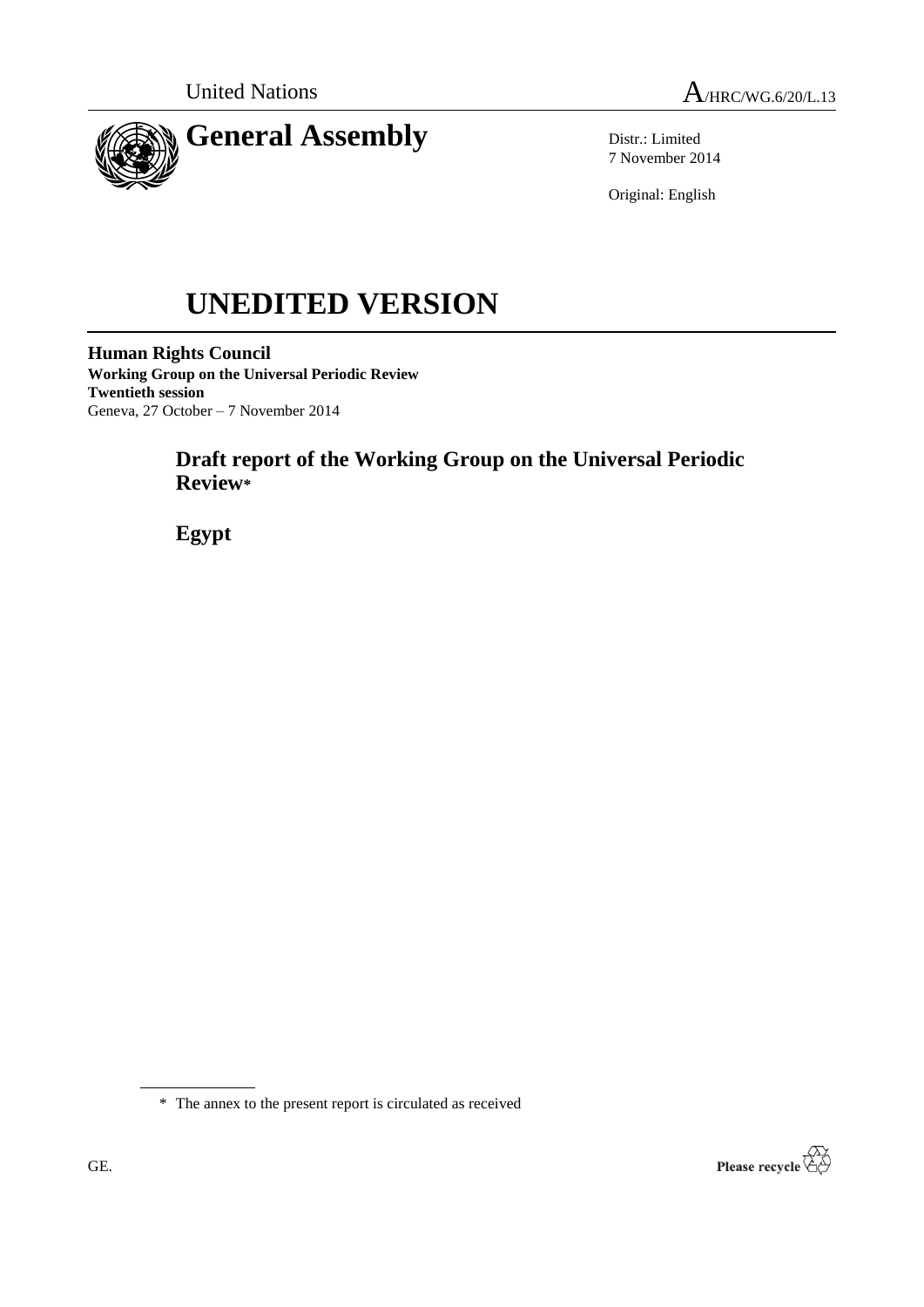United Nations A/HRC/WG.6/20/L.13

# General Assembly

Distr.: Limited
7 November 2014

Original: English

# UNEDITED VERSION

**Human Rights Council**
**Working Group on the Universal Periodic Review**
**Twentieth session**
Geneva, 27 October – 7 November 2014

## Draft report of the Working Group on the Universal Periodic Review*

## Egypt

\* The annex to the present report is circulated as received

GE.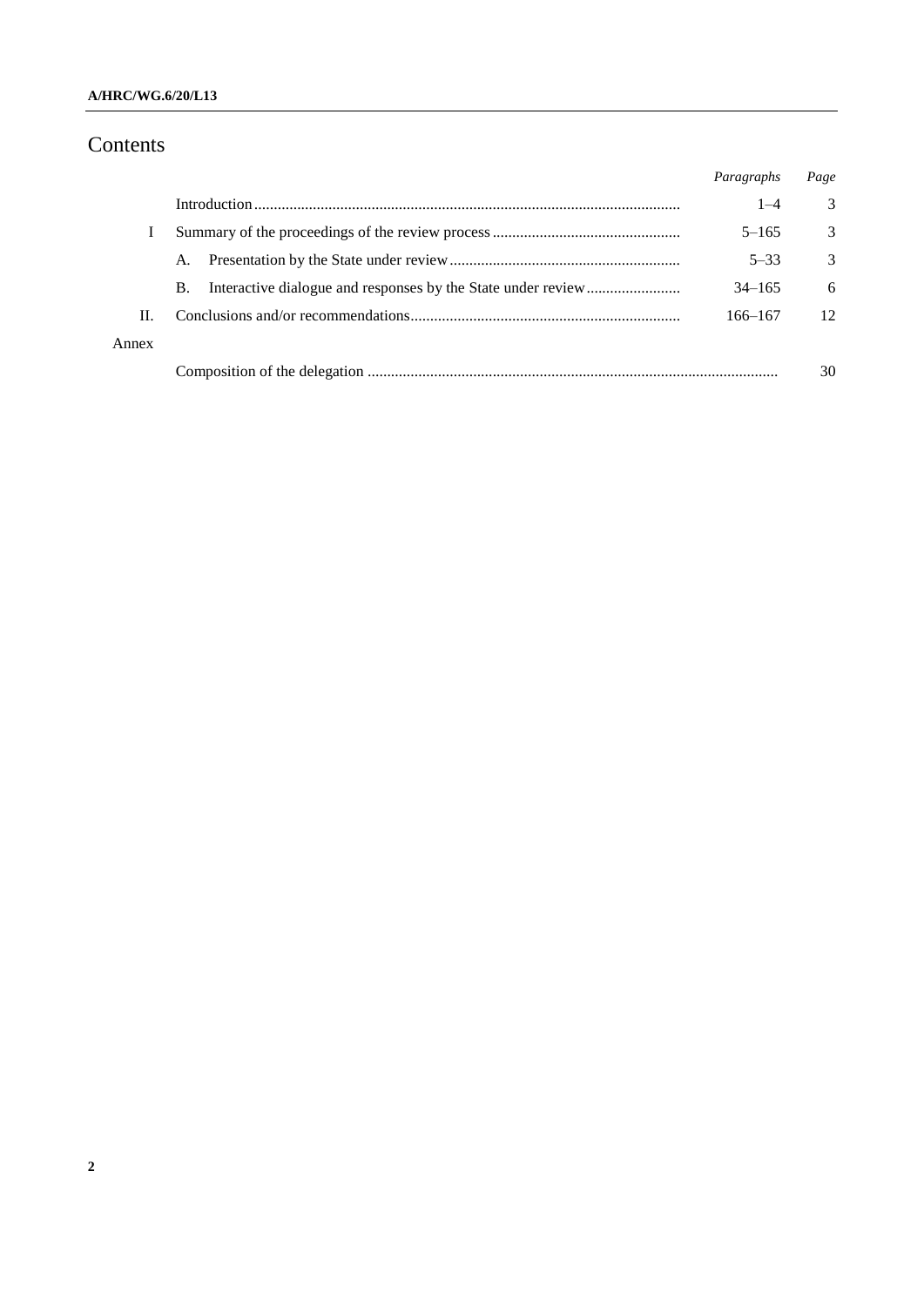# Contents

| | | *Paragraphs* | *Page* |
|---|---|---|---|
| | Introduction | 1–4 | 3 |
| I | Summary of the proceedings of the review process | 5–165 | 3 |
| | A. Presentation by the State under review | 5–33 | 3 |
| | B. Interactive dialogue and responses by the State under review | 34–165 | 6 |
| II. | Conclusions and/or recommendations | 166–167 | 12 |
| Annex | | | |
| | Composition of the delegation | | 30 |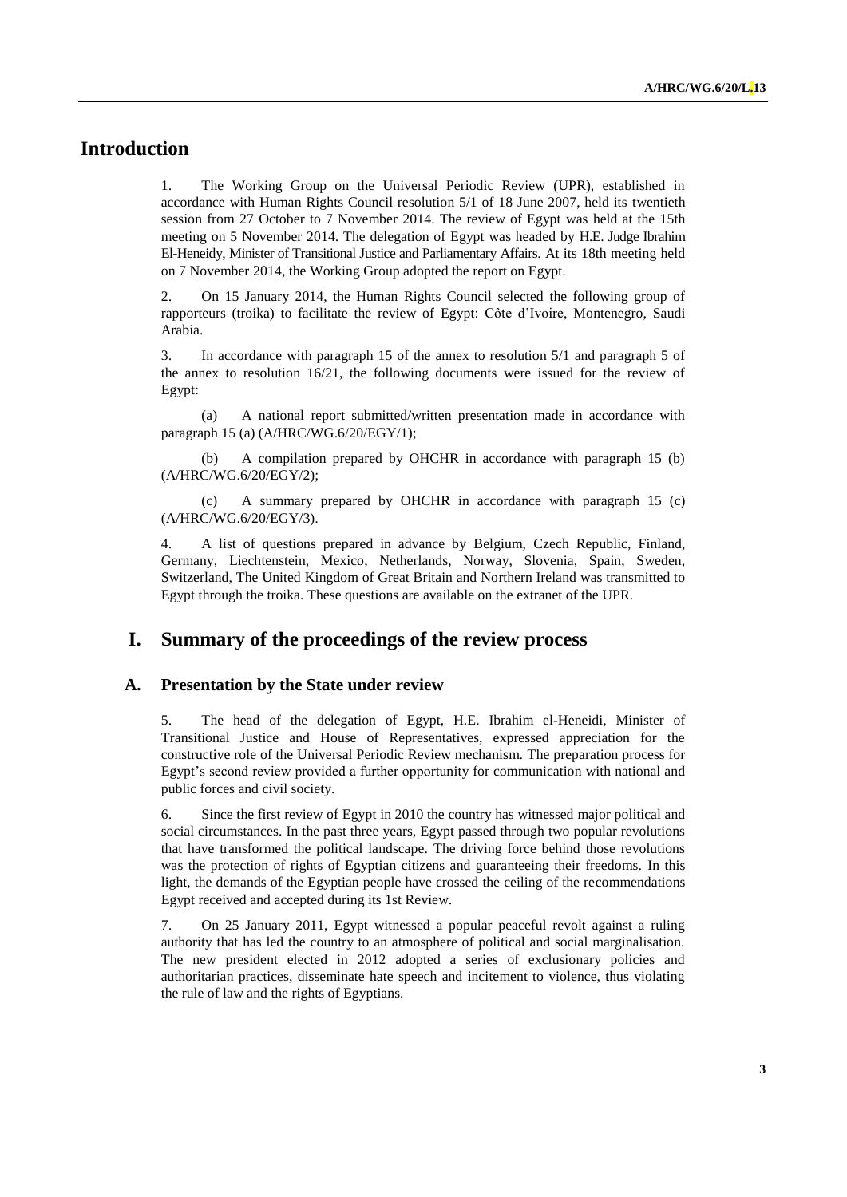# Introduction

1. The Working Group on the Universal Periodic Review (UPR), established in accordance with Human Rights Council resolution 5/1 of 18 June 2007, held its twentieth session from 27 October to 7 November 2014. The review of Egypt was held at the 15th meeting on 5 November 2014. The delegation of Egypt was headed by H.E. Judge Ibrahim El-Heneidy, Minister of Transitional Justice and Parliamentary Affairs. At its 18th meeting held on 7 November 2014, the Working Group adopted the report on Egypt.

2. On 15 January 2014, the Human Rights Council selected the following group of rapporteurs (troika) to facilitate the review of Egypt: Côte d'Ivoire, Montenegro, Saudi Arabia.

3. In accordance with paragraph 15 of the annex to resolution 5/1 and paragraph 5 of the annex to resolution 16/21, the following documents were issued for the review of Egypt:

(a) A national report submitted/written presentation made in accordance with paragraph 15 (a) (A/HRC/WG.6/20/EGY/1);

(b) A compilation prepared by OHCHR in accordance with paragraph 15 (b) (A/HRC/WG.6/20/EGY/2);

(c) A summary prepared by OHCHR in accordance with paragraph 15 (c) (A/HRC/WG.6/20/EGY/3).

4. A list of questions prepared in advance by Belgium, Czech Republic, Finland, Germany, Liechtenstein, Mexico, Netherlands, Norway, Slovenia, Spain, Sweden, Switzerland, The United Kingdom of Great Britain and Northern Ireland was transmitted to Egypt through the troika. These questions are available on the extranet of the UPR.

# I. Summary of the proceedings of the review process

## A. Presentation by the State under review

5. The head of the delegation of Egypt, H.E. Ibrahim el-Heneidi, Minister of Transitional Justice and House of Representatives, expressed appreciation for the constructive role of the Universal Periodic Review mechanism. The preparation process for Egypt's second review provided a further opportunity for communication with national and public forces and civil society.

6. Since the first review of Egypt in 2010 the country has witnessed major political and social circumstances. In the past three years, Egypt passed through two popular revolutions that have transformed the political landscape. The driving force behind those revolutions was the protection of rights of Egyptian citizens and guaranteeing their freedoms. In this light, the demands of the Egyptian people have crossed the ceiling of the recommendations Egypt received and accepted during its 1st Review.

7. On 25 January 2011, Egypt witnessed a popular peaceful revolt against a ruling authority that has led the country to an atmosphere of political and social marginalisation. The new president elected in 2012 adopted a series of exclusionary policies and authoritarian practices, disseminate hate speech and incitement to violence, thus violating the rule of law and the rights of Egyptians.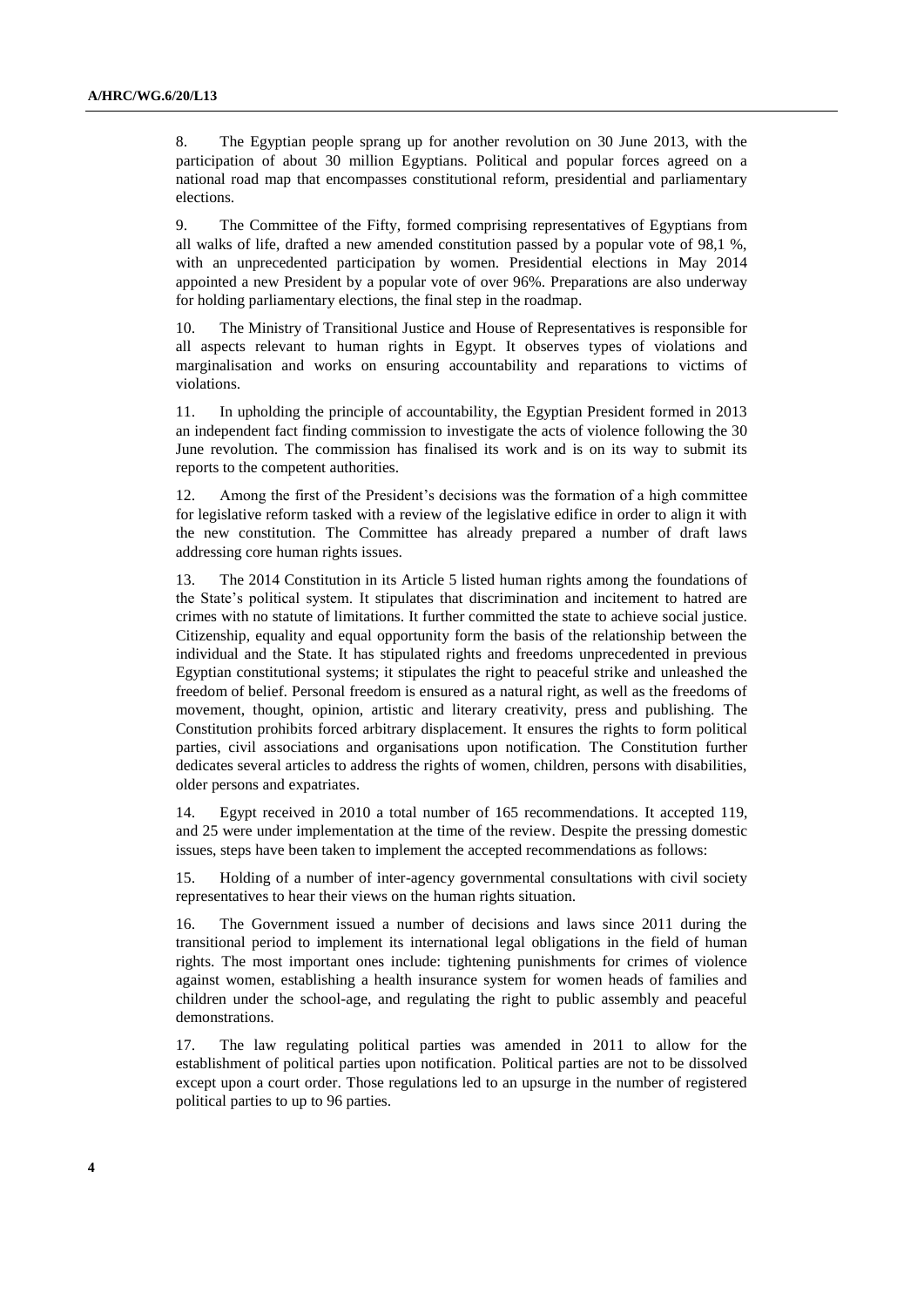8. The Egyptian people sprang up for another revolution on 30 June 2013, with the participation of about 30 million Egyptians. Political and popular forces agreed on a national road map that encompasses constitutional reform, presidential and parliamentary elections.

9. The Committee of the Fifty, formed comprising representatives of Egyptians from all walks of life, drafted a new amended constitution passed by a popular vote of 98,1 %, with an unprecedented participation by women. Presidential elections in May 2014 appointed a new President by a popular vote of over 96%. Preparations are also underway for holding parliamentary elections, the final step in the roadmap.

10. The Ministry of Transitional Justice and House of Representatives is responsible for all aspects relevant to human rights in Egypt. It observes types of violations and marginalisation and works on ensuring accountability and reparations to victims of violations.

11. In upholding the principle of accountability, the Egyptian President formed in 2013 an independent fact finding commission to investigate the acts of violence following the 30 June revolution. The commission has finalised its work and is on its way to submit its reports to the competent authorities.

12. Among the first of the President's decisions was the formation of a high committee for legislative reform tasked with a review of the legislative edifice in order to align it with the new constitution. The Committee has already prepared a number of draft laws addressing core human rights issues.

13. The 2014 Constitution in its Article 5 listed human rights among the foundations of the State's political system. It stipulates that discrimination and incitement to hatred are crimes with no statute of limitations. It further committed the state to achieve social justice. Citizenship, equality and equal opportunity form the basis of the relationship between the individual and the State. It has stipulated rights and freedoms unprecedented in previous Egyptian constitutional systems; it stipulates the right to peaceful strike and unleashed the freedom of belief. Personal freedom is ensured as a natural right, as well as the freedoms of movement, thought, opinion, artistic and literary creativity, press and publishing. The Constitution prohibits forced arbitrary displacement. It ensures the rights to form political parties, civil associations and organisations upon notification. The Constitution further dedicates several articles to address the rights of women, children, persons with disabilities, older persons and expatriates.

14. Egypt received in 2010 a total number of 165 recommendations. It accepted 119, and 25 were under implementation at the time of the review. Despite the pressing domestic issues, steps have been taken to implement the accepted recommendations as follows:

15. Holding of a number of inter-agency governmental consultations with civil society representatives to hear their views on the human rights situation.

16. The Government issued a number of decisions and laws since 2011 during the transitional period to implement its international legal obligations in the field of human rights. The most important ones include: tightening punishments for crimes of violence against women, establishing a health insurance system for women heads of families and children under the school-age, and regulating the right to public assembly and peaceful demonstrations.

17. The law regulating political parties was amended in 2011 to allow for the establishment of political parties upon notification. Political parties are not to be dissolved except upon a court order. Those regulations led to an upsurge in the number of registered political parties to up to 96 parties.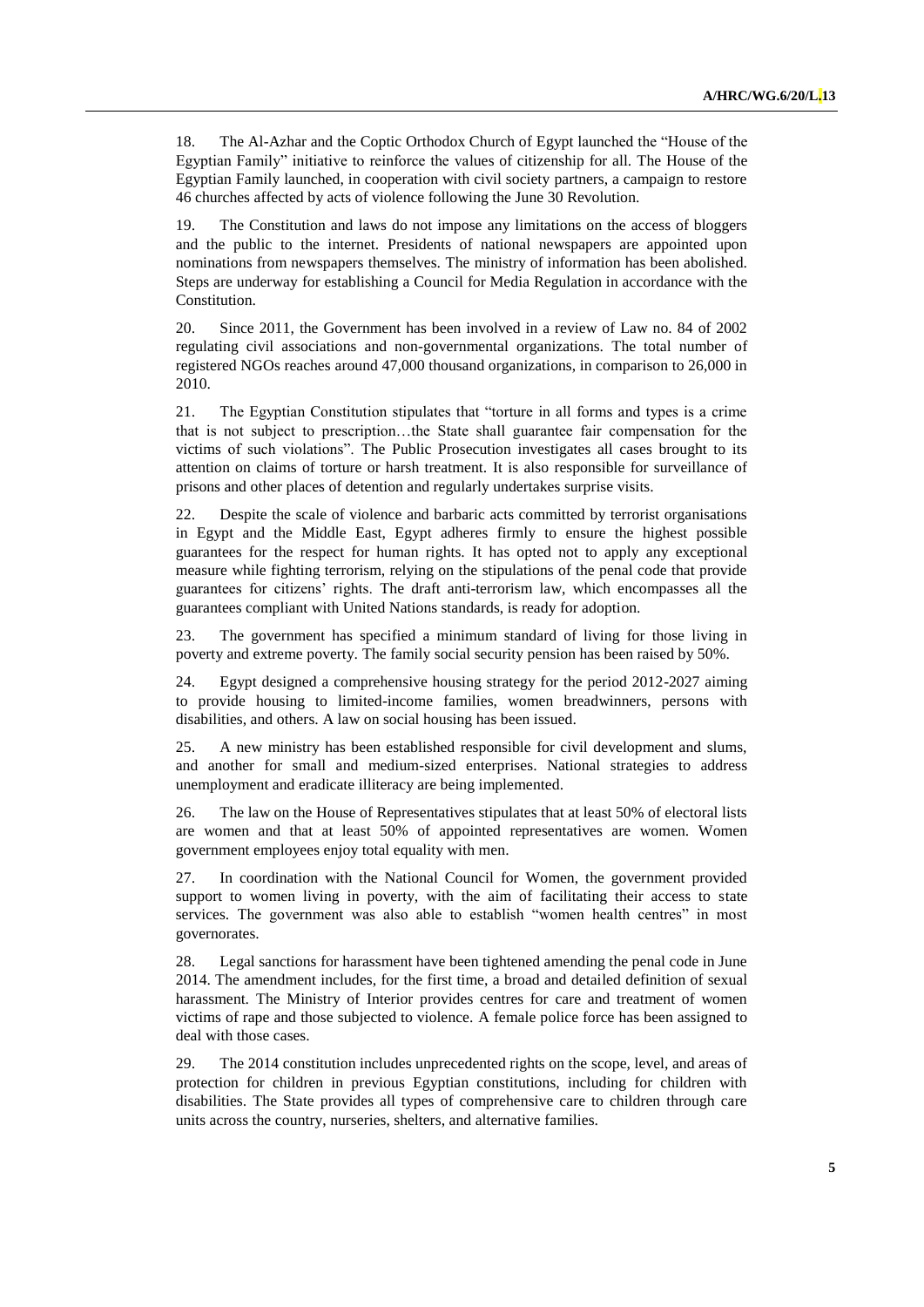18. The Al-Azhar and the Coptic Orthodox Church of Egypt launched the "House of the Egyptian Family" initiative to reinforce the values of citizenship for all. The House of the Egyptian Family launched, in cooperation with civil society partners, a campaign to restore 46 churches affected by acts of violence following the June 30 Revolution.

19. The Constitution and laws do not impose any limitations on the access of bloggers and the public to the internet. Presidents of national newspapers are appointed upon nominations from newspapers themselves. The ministry of information has been abolished. Steps are underway for establishing a Council for Media Regulation in accordance with the Constitution.

20. Since 2011, the Government has been involved in a review of Law no. 84 of 2002 regulating civil associations and non-governmental organizations. The total number of registered NGOs reaches around 47,000 thousand organizations, in comparison to 26,000 in 2010.

21. The Egyptian Constitution stipulates that "torture in all forms and types is a crime that is not subject to prescription…the State shall guarantee fair compensation for the victims of such violations". The Public Prosecution investigates all cases brought to its attention on claims of torture or harsh treatment. It is also responsible for surveillance of prisons and other places of detention and regularly undertakes surprise visits.

22. Despite the scale of violence and barbaric acts committed by terrorist organisations in Egypt and the Middle East, Egypt adheres firmly to ensure the highest possible guarantees for the respect for human rights. It has opted not to apply any exceptional measure while fighting terrorism, relying on the stipulations of the penal code that provide guarantees for citizens' rights. The draft anti-terrorism law, which encompasses all the guarantees compliant with United Nations standards, is ready for adoption.

23. The government has specified a minimum standard of living for those living in poverty and extreme poverty. The family social security pension has been raised by 50%.

24. Egypt designed a comprehensive housing strategy for the period 2012-2027 aiming to provide housing to limited-income families, women breadwinners, persons with disabilities, and others. A law on social housing has been issued.

25. A new ministry has been established responsible for civil development and slums, and another for small and medium-sized enterprises. National strategies to address unemployment and eradicate illiteracy are being implemented.

26. The law on the House of Representatives stipulates that at least 50% of electoral lists are women and that at least 50% of appointed representatives are women. Women government employees enjoy total equality with men.

27. In coordination with the National Council for Women, the government provided support to women living in poverty, with the aim of facilitating their access to state services. The government was also able to establish "women health centres" in most governorates.

28. Legal sanctions for harassment have been tightened amending the penal code in June 2014. The amendment includes, for the first time, a broad and detailed definition of sexual harassment. The Ministry of Interior provides centres for care and treatment of women victims of rape and those subjected to violence. A female police force has been assigned to deal with those cases.

29. The 2014 constitution includes unprecedented rights on the scope, level, and areas of protection for children in previous Egyptian constitutions, including for children with disabilities. The State provides all types of comprehensive care to children through care units across the country, nurseries, shelters, and alternative families.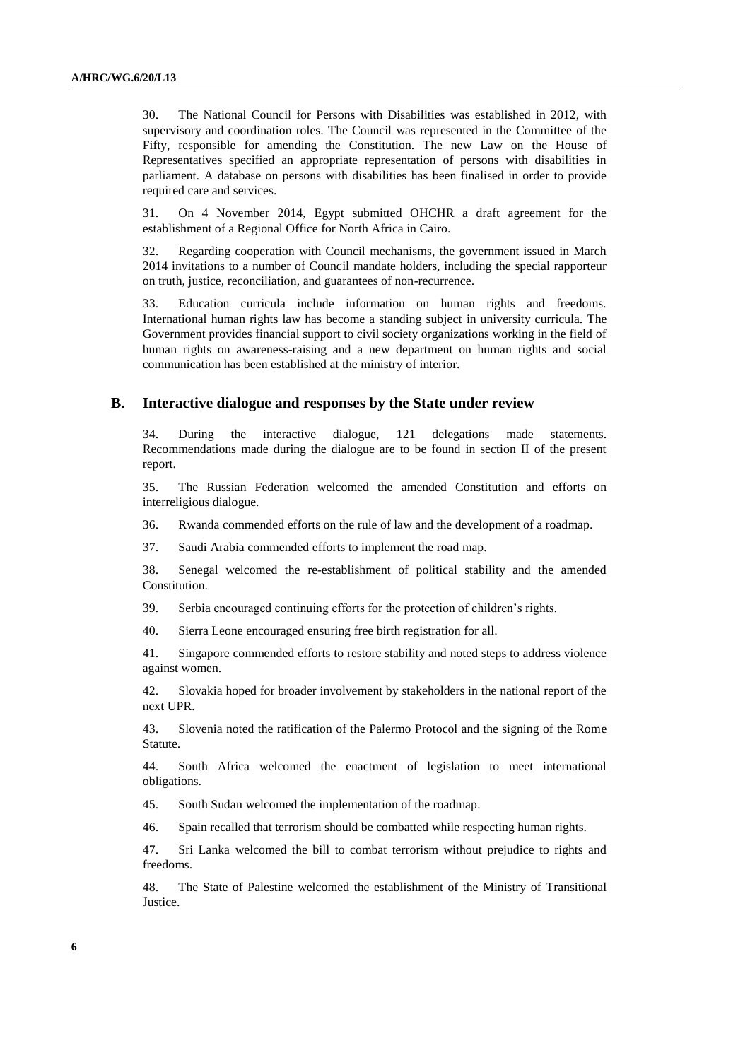30. The National Council for Persons with Disabilities was established in 2012, with supervisory and coordination roles. The Council was represented in the Committee of the Fifty, responsible for amending the Constitution. The new Law on the House of Representatives specified an appropriate representation of persons with disabilities in parliament. A database on persons with disabilities has been finalised in order to provide required care and services.

31. On 4 November 2014, Egypt submitted OHCHR a draft agreement for the establishment of a Regional Office for North Africa in Cairo.

32. Regarding cooperation with Council mechanisms, the government issued in March 2014 invitations to a number of Council mandate holders, including the special rapporteur on truth, justice, reconciliation, and guarantees of non-recurrence.

33. Education curricula include information on human rights and freedoms. International human rights law has become a standing subject in university curricula. The Government provides financial support to civil society organizations working in the field of human rights on awareness-raising and a new department on human rights and social communication has been established at the ministry of interior.

## B. Interactive dialogue and responses by the State under review

34. During the interactive dialogue, 121 delegations made statements. Recommendations made during the dialogue are to be found in section II of the present report.

35. The Russian Federation welcomed the amended Constitution and efforts on interreligious dialogue.

36. Rwanda commended efforts on the rule of law and the development of a roadmap.

37. Saudi Arabia commended efforts to implement the road map.

38. Senegal welcomed the re-establishment of political stability and the amended Constitution.

39. Serbia encouraged continuing efforts for the protection of children's rights.

40. Sierra Leone encouraged ensuring free birth registration for all.

41. Singapore commended efforts to restore stability and noted steps to address violence against women.

42. Slovakia hoped for broader involvement by stakeholders in the national report of the next UPR.

43. Slovenia noted the ratification of the Palermo Protocol and the signing of the Rome Statute.

44. South Africa welcomed the enactment of legislation to meet international obligations.

45. South Sudan welcomed the implementation of the roadmap.

46. Spain recalled that terrorism should be combatted while respecting human rights.

47. Sri Lanka welcomed the bill to combat terrorism without prejudice to rights and freedoms.

48. The State of Palestine welcomed the establishment of the Ministry of Transitional Justice.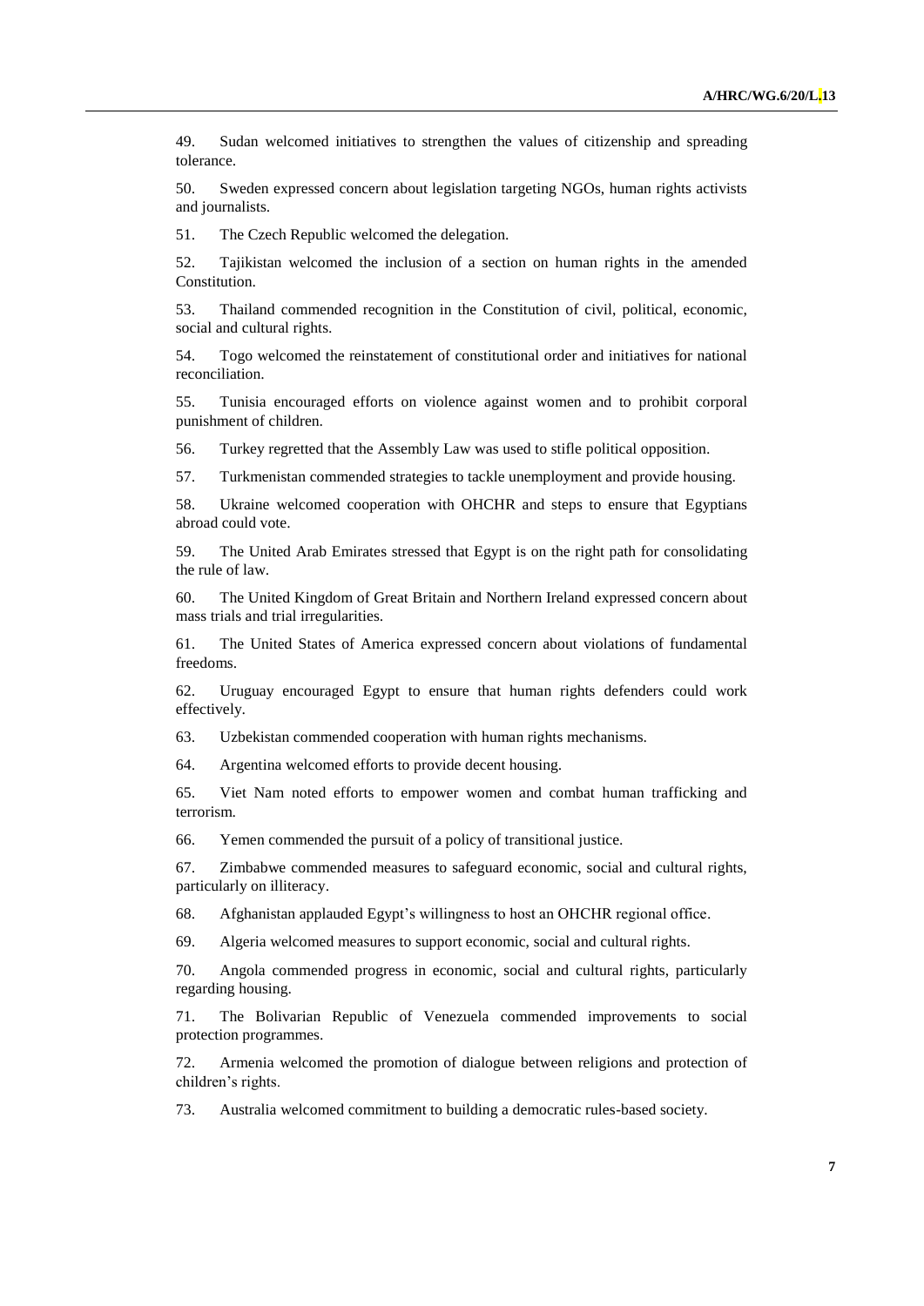49. Sudan welcomed initiatives to strengthen the values of citizenship and spreading tolerance.

50. Sweden expressed concern about legislation targeting NGOs, human rights activists and journalists.

51. The Czech Republic welcomed the delegation.

52. Tajikistan welcomed the inclusion of a section on human rights in the amended Constitution.

53. Thailand commended recognition in the Constitution of civil, political, economic, social and cultural rights.

54. Togo welcomed the reinstatement of constitutional order and initiatives for national reconciliation.

55. Tunisia encouraged efforts on violence against women and to prohibit corporal punishment of children.

56. Turkey regretted that the Assembly Law was used to stifle political opposition.

57. Turkmenistan commended strategies to tackle unemployment and provide housing.

58. Ukraine welcomed cooperation with OHCHR and steps to ensure that Egyptians abroad could vote.

59. The United Arab Emirates stressed that Egypt is on the right path for consolidating the rule of law.

60. The United Kingdom of Great Britain and Northern Ireland expressed concern about mass trials and trial irregularities.

61. The United States of America expressed concern about violations of fundamental freedoms.

62. Uruguay encouraged Egypt to ensure that human rights defenders could work effectively.

63. Uzbekistan commended cooperation with human rights mechanisms.

64. Argentina welcomed efforts to provide decent housing.

65. Viet Nam noted efforts to empower women and combat human trafficking and terrorism.

66. Yemen commended the pursuit of a policy of transitional justice.

67. Zimbabwe commended measures to safeguard economic, social and cultural rights, particularly on illiteracy.

68. Afghanistan applauded Egypt's willingness to host an OHCHR regional office.

69. Algeria welcomed measures to support economic, social and cultural rights.

70. Angola commended progress in economic, social and cultural rights, particularly regarding housing.

71. The Bolivarian Republic of Venezuela commended improvements to social protection programmes.

72. Armenia welcomed the promotion of dialogue between religions and protection of children's rights.

73. Australia welcomed commitment to building a democratic rules-based society.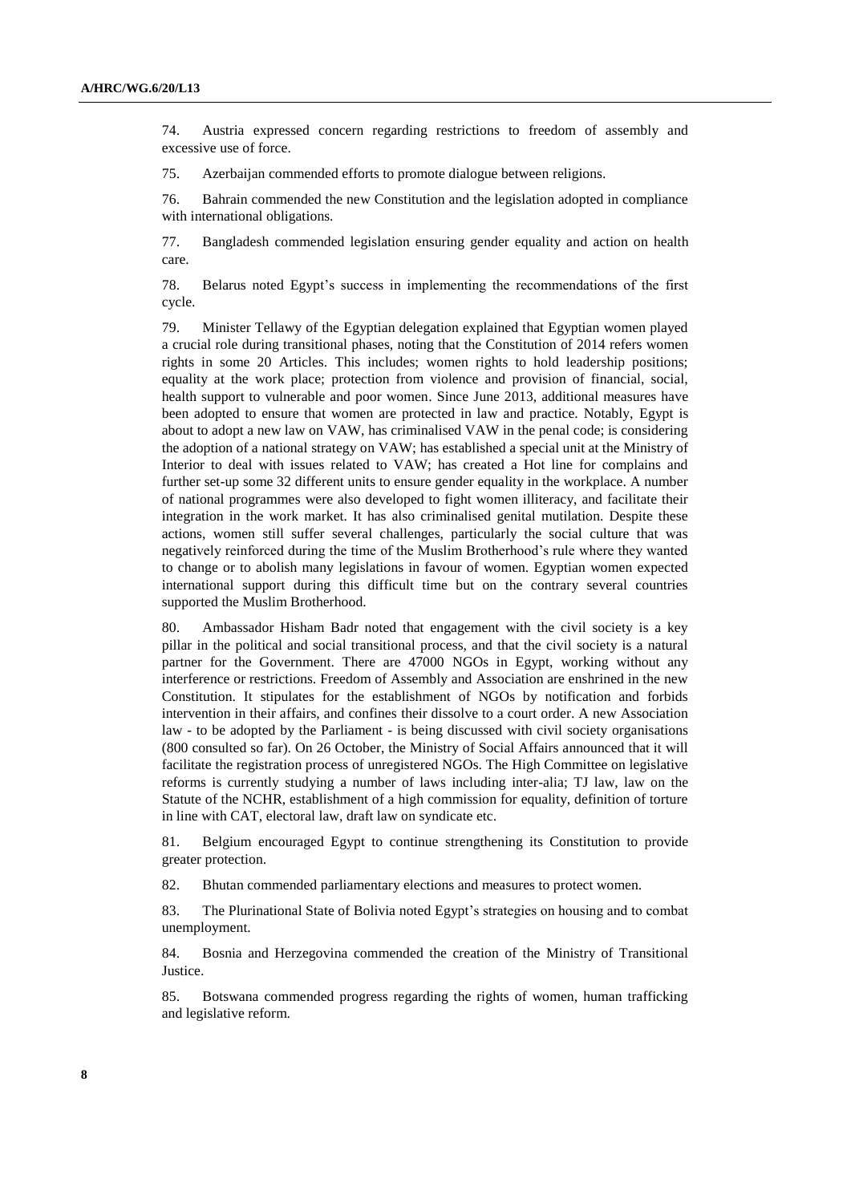74. Austria expressed concern regarding restrictions to freedom of assembly and excessive use of force.

75. Azerbaijan commended efforts to promote dialogue between religions.

76. Bahrain commended the new Constitution and the legislation adopted in compliance with international obligations.

77. Bangladesh commended legislation ensuring gender equality and action on health care.

78. Belarus noted Egypt's success in implementing the recommendations of the first cycle.

79. Minister Tellawy of the Egyptian delegation explained that Egyptian women played a crucial role during transitional phases, noting that the Constitution of 2014 refers women rights in some 20 Articles. This includes; women rights to hold leadership positions; equality at the work place; protection from violence and provision of financial, social, health support to vulnerable and poor women. Since June 2013, additional measures have been adopted to ensure that women are protected in law and practice. Notably, Egypt is about to adopt a new law on VAW, has criminalised VAW in the penal code; is considering the adoption of a national strategy on VAW; has established a special unit at the Ministry of Interior to deal with issues related to VAW; has created a Hot line for complains and further set-up some 32 different units to ensure gender equality in the workplace. A number of national programmes were also developed to fight women illiteracy, and facilitate their integration in the work market. It has also criminalised genital mutilation. Despite these actions, women still suffer several challenges, particularly the social culture that was negatively reinforced during the time of the Muslim Brotherhood's rule where they wanted to change or to abolish many legislations in favour of women. Egyptian women expected international support during this difficult time but on the contrary several countries supported the Muslim Brotherhood.

80. Ambassador Hisham Badr noted that engagement with the civil society is a key pillar in the political and social transitional process, and that the civil society is a natural partner for the Government. There are 47000 NGOs in Egypt, working without any interference or restrictions. Freedom of Assembly and Association are enshrined in the new Constitution. It stipulates for the establishment of NGOs by notification and forbids intervention in their affairs, and confines their dissolve to a court order. A new Association law - to be adopted by the Parliament - is being discussed with civil society organisations (800 consulted so far). On 26 October, the Ministry of Social Affairs announced that it will facilitate the registration process of unregistered NGOs. The High Committee on legislative reforms is currently studying a number of laws including inter-alia; TJ law, law on the Statute of the NCHR, establishment of a high commission for equality, definition of torture in line with CAT, electoral law, draft law on syndicate etc.

81. Belgium encouraged Egypt to continue strengthening its Constitution to provide greater protection.

82. Bhutan commended parliamentary elections and measures to protect women.

83. The Plurinational State of Bolivia noted Egypt's strategies on housing and to combat unemployment.

84. Bosnia and Herzegovina commended the creation of the Ministry of Transitional Justice.

85. Botswana commended progress regarding the rights of women, human trafficking and legislative reform.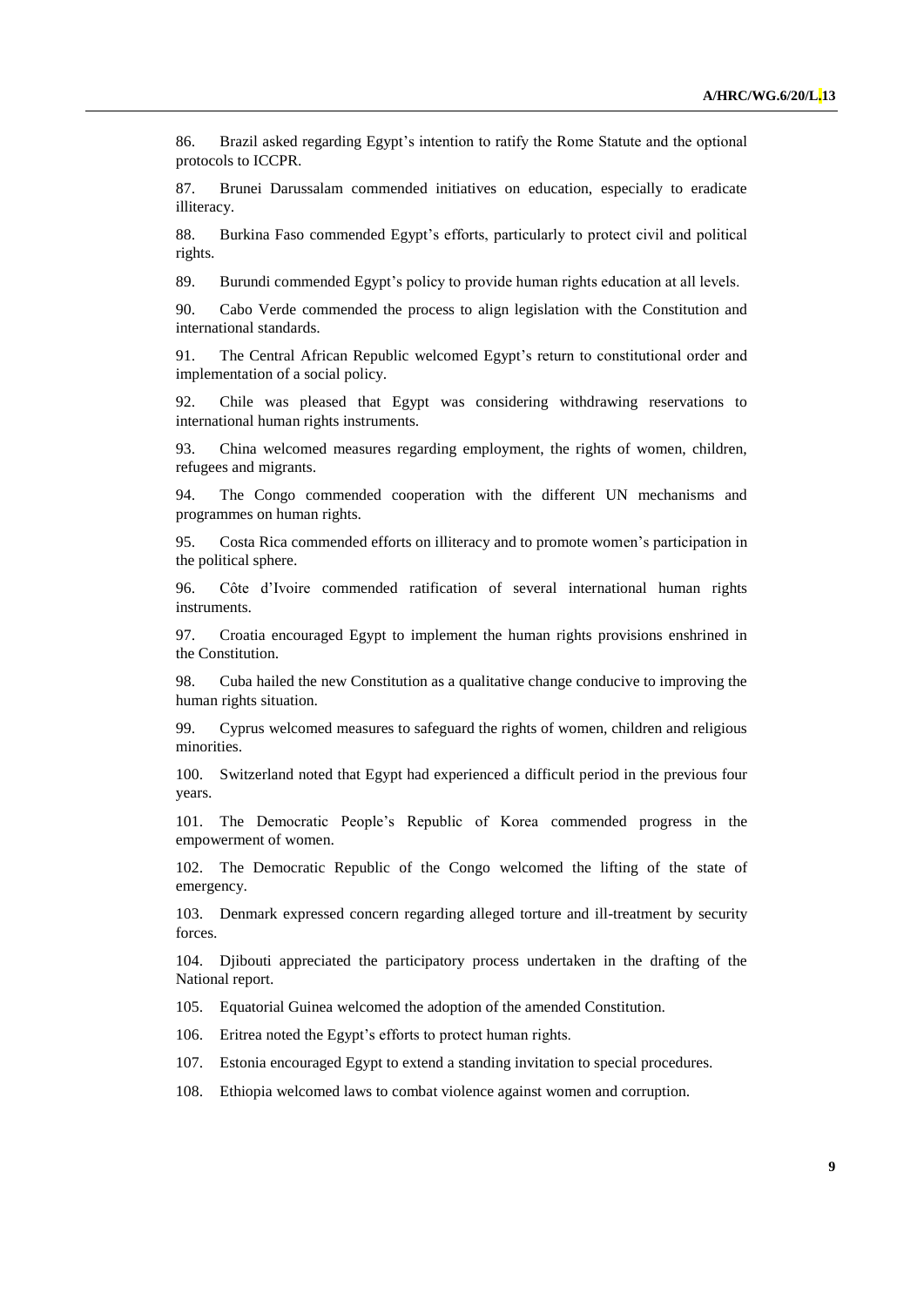86. Brazil asked regarding Egypt's intention to ratify the Rome Statute and the optional protocols to ICCPR.

87. Brunei Darussalam commended initiatives on education, especially to eradicate illiteracy.

88. Burkina Faso commended Egypt's efforts, particularly to protect civil and political rights.

89. Burundi commended Egypt's policy to provide human rights education at all levels.

90. Cabo Verde commended the process to align legislation with the Constitution and international standards.

91. The Central African Republic welcomed Egypt's return to constitutional order and implementation of a social policy.

92. Chile was pleased that Egypt was considering withdrawing reservations to international human rights instruments.

93. China welcomed measures regarding employment, the rights of women, children, refugees and migrants.

94. The Congo commended cooperation with the different UN mechanisms and programmes on human rights.

95. Costa Rica commended efforts on illiteracy and to promote women's participation in the political sphere.

96. Côte d'Ivoire commended ratification of several international human rights instruments.

97. Croatia encouraged Egypt to implement the human rights provisions enshrined in the Constitution.

98. Cuba hailed the new Constitution as a qualitative change conducive to improving the human rights situation.

99. Cyprus welcomed measures to safeguard the rights of women, children and religious minorities.

100. Switzerland noted that Egypt had experienced a difficult period in the previous four years.

101. The Democratic People's Republic of Korea commended progress in the empowerment of women.

102. The Democratic Republic of the Congo welcomed the lifting of the state of emergency.

103. Denmark expressed concern regarding alleged torture and ill-treatment by security forces.

104. Djibouti appreciated the participatory process undertaken in the drafting of the National report.

105. Equatorial Guinea welcomed the adoption of the amended Constitution.

106. Eritrea noted the Egypt's efforts to protect human rights.

107. Estonia encouraged Egypt to extend a standing invitation to special procedures.

108. Ethiopia welcomed laws to combat violence against women and corruption.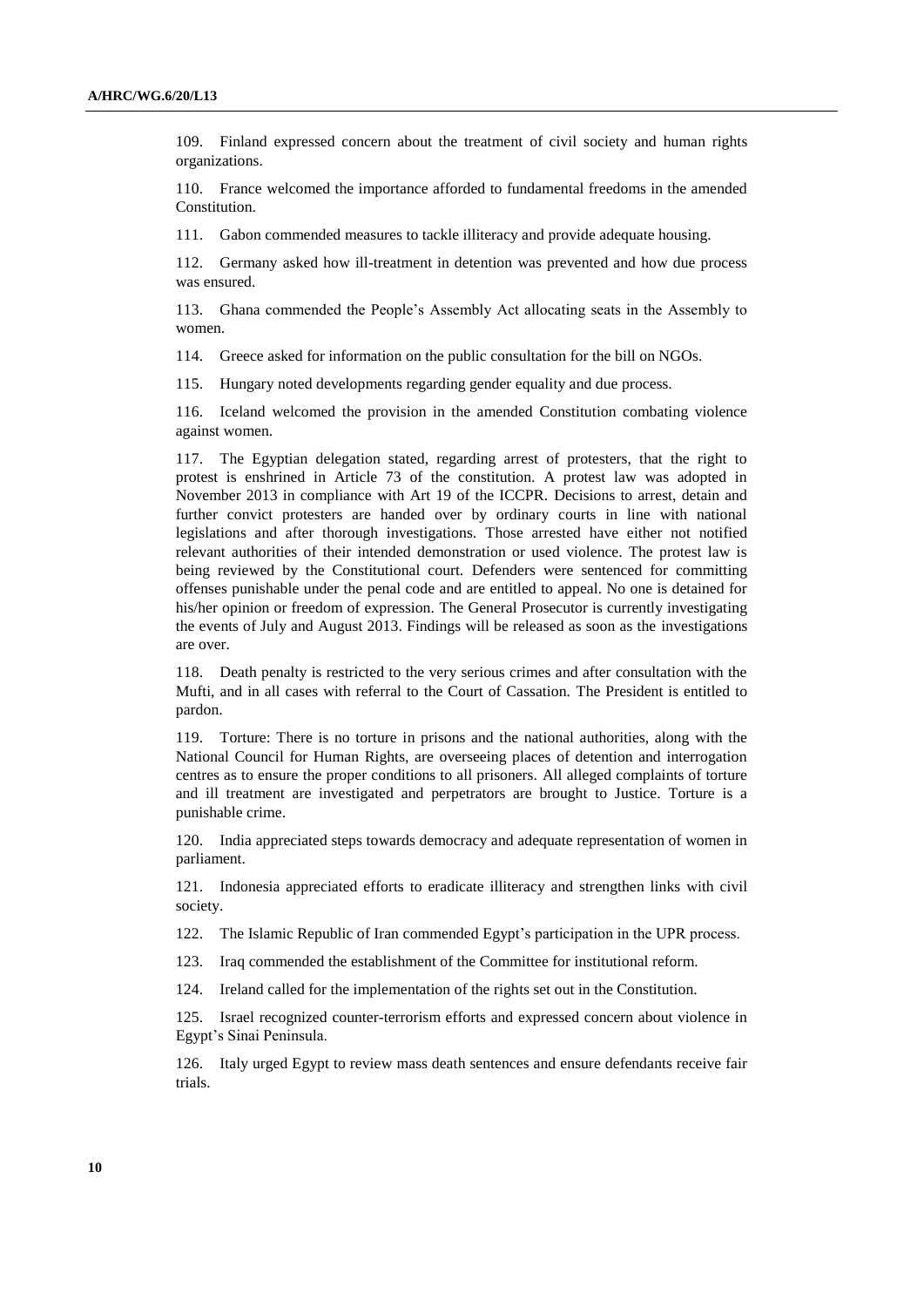109. Finland expressed concern about the treatment of civil society and human rights organizations.

110. France welcomed the importance afforded to fundamental freedoms in the amended Constitution.

111. Gabon commended measures to tackle illiteracy and provide adequate housing.

112. Germany asked how ill-treatment in detention was prevented and how due process was ensured.

113. Ghana commended the People's Assembly Act allocating seats in the Assembly to women.

114. Greece asked for information on the public consultation for the bill on NGOs.

115. Hungary noted developments regarding gender equality and due process.

116. Iceland welcomed the provision in the amended Constitution combating violence against women.

117. The Egyptian delegation stated, regarding arrest of protesters, that the right to protest is enshrined in Article 73 of the constitution. A protest law was adopted in November 2013 in compliance with Art 19 of the ICCPR. Decisions to arrest, detain and further convict protesters are handed over by ordinary courts in line with national legislations and after thorough investigations. Those arrested have either not notified relevant authorities of their intended demonstration or used violence. The protest law is being reviewed by the Constitutional court. Defenders were sentenced for committing offenses punishable under the penal code and are entitled to appeal. No one is detained for his/her opinion or freedom of expression. The General Prosecutor is currently investigating the events of July and August 2013. Findings will be released as soon as the investigations are over.

118. Death penalty is restricted to the very serious crimes and after consultation with the Mufti, and in all cases with referral to the Court of Cassation. The President is entitled to pardon.

119. Torture: There is no torture in prisons and the national authorities, along with the National Council for Human Rights, are overseeing places of detention and interrogation centres as to ensure the proper conditions to all prisoners. All alleged complaints of torture and ill treatment are investigated and perpetrators are brought to Justice. Torture is a punishable crime.

120. India appreciated steps towards democracy and adequate representation of women in parliament.

121. Indonesia appreciated efforts to eradicate illiteracy and strengthen links with civil society.

122. The Islamic Republic of Iran commended Egypt's participation in the UPR process.

123. Iraq commended the establishment of the Committee for institutional reform.

124. Ireland called for the implementation of the rights set out in the Constitution.

125. Israel recognized counter-terrorism efforts and expressed concern about violence in Egypt's Sinai Peninsula.

126. Italy urged Egypt to review mass death sentences and ensure defendants receive fair trials.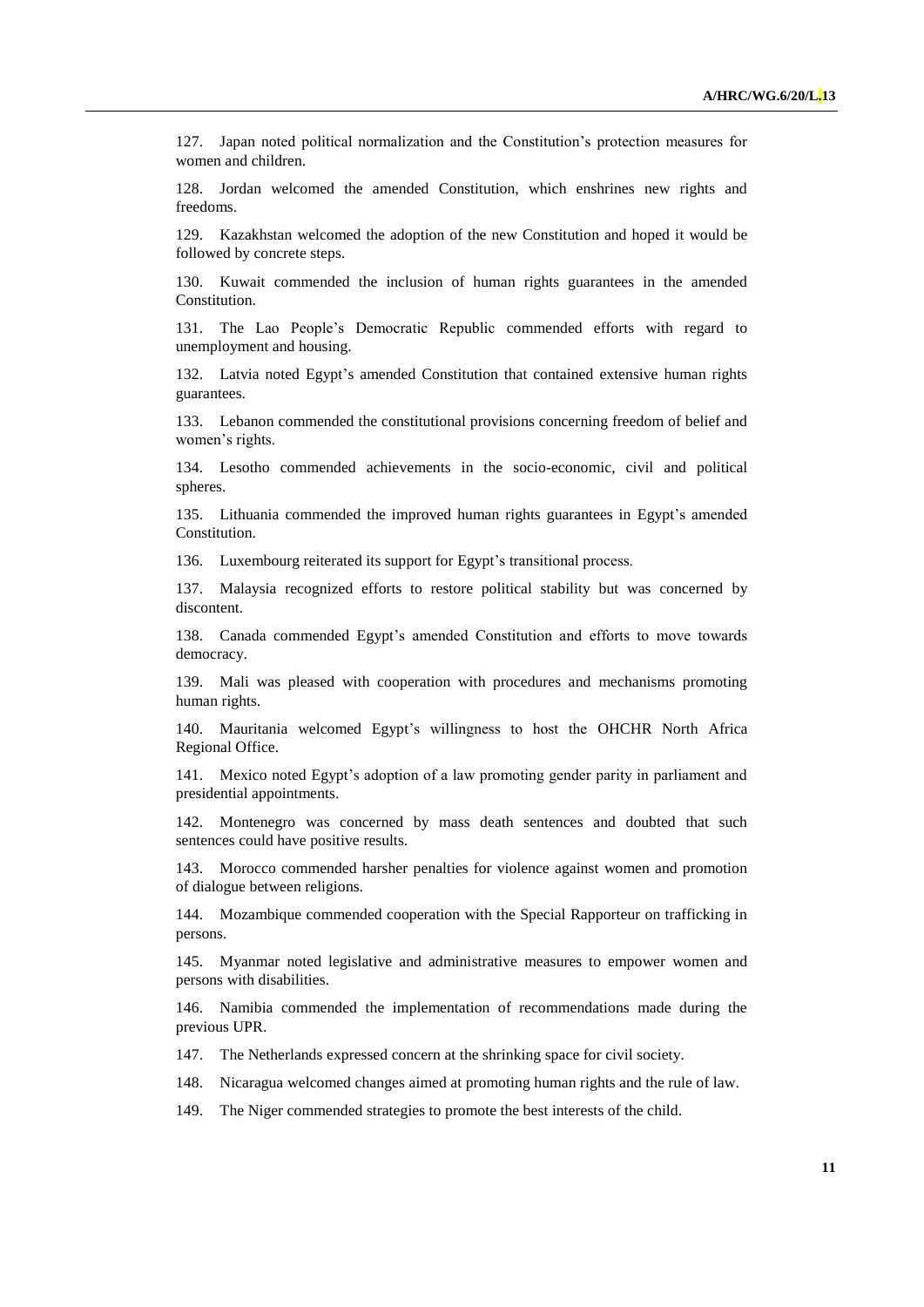127. Japan noted political normalization and the Constitution's protection measures for women and children.

128. Jordan welcomed the amended Constitution, which enshrines new rights and freedoms.

129. Kazakhstan welcomed the adoption of the new Constitution and hoped it would be followed by concrete steps.

130. Kuwait commended the inclusion of human rights guarantees in the amended Constitution.

131. The Lao People's Democratic Republic commended efforts with regard to unemployment and housing.

132. Latvia noted Egypt's amended Constitution that contained extensive human rights guarantees.

133. Lebanon commended the constitutional provisions concerning freedom of belief and women's rights.

134. Lesotho commended achievements in the socio-economic, civil and political spheres.

135. Lithuania commended the improved human rights guarantees in Egypt's amended Constitution.

136. Luxembourg reiterated its support for Egypt's transitional process.

137. Malaysia recognized efforts to restore political stability but was concerned by discontent.

138. Canada commended Egypt's amended Constitution and efforts to move towards democracy.

139. Mali was pleased with cooperation with procedures and mechanisms promoting human rights.

140. Mauritania welcomed Egypt's willingness to host the OHCHR North Africa Regional Office.

141. Mexico noted Egypt's adoption of a law promoting gender parity in parliament and presidential appointments.

142. Montenegro was concerned by mass death sentences and doubted that such sentences could have positive results.

143. Morocco commended harsher penalties for violence against women and promotion of dialogue between religions.

144. Mozambique commended cooperation with the Special Rapporteur on trafficking in persons.

145. Myanmar noted legislative and administrative measures to empower women and persons with disabilities.

146. Namibia commended the implementation of recommendations made during the previous UPR.

147. The Netherlands expressed concern at the shrinking space for civil society.

148. Nicaragua welcomed changes aimed at promoting human rights and the rule of law.

149. The Niger commended strategies to promote the best interests of the child.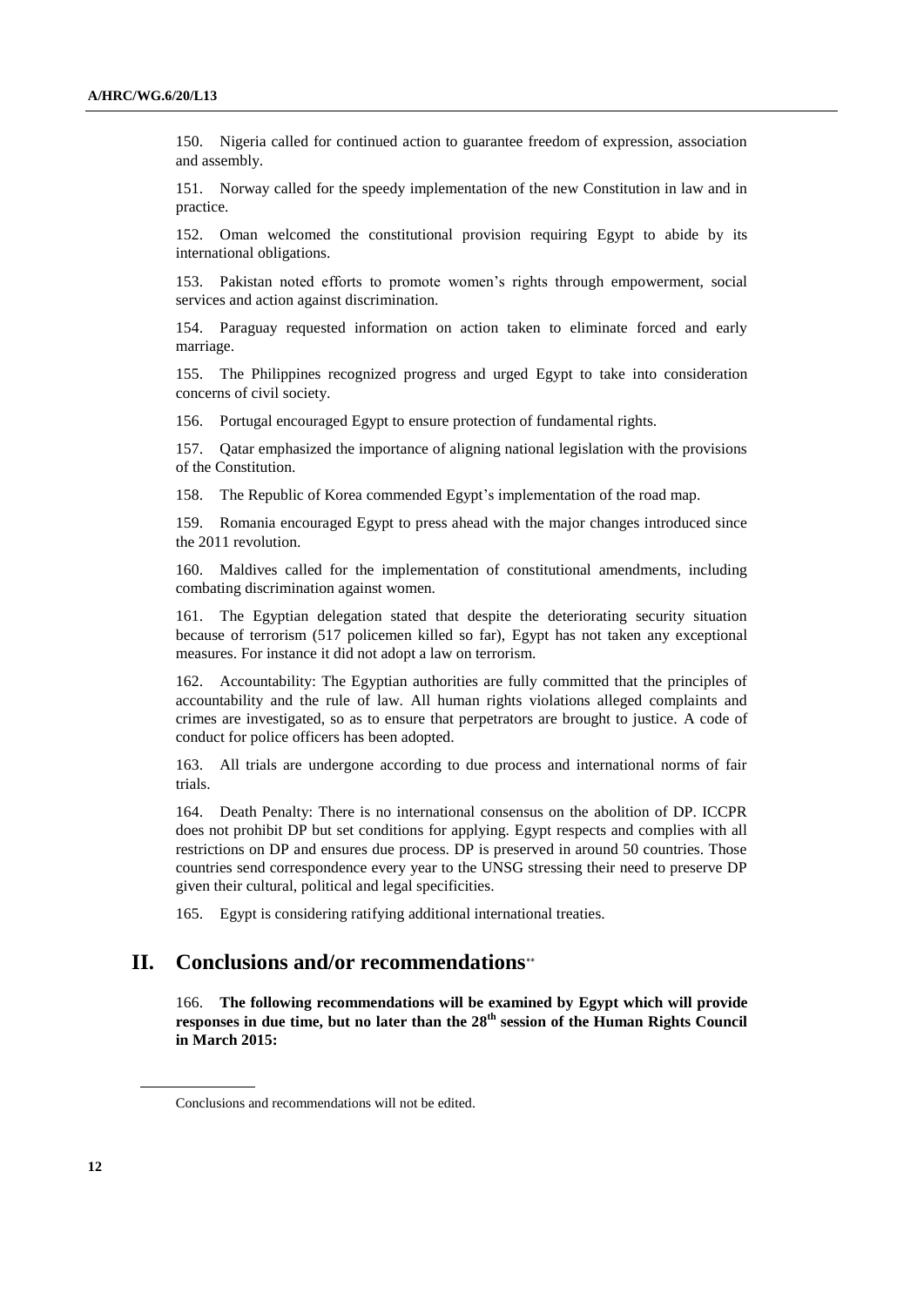150. Nigeria called for continued action to guarantee freedom of expression, association and assembly.

151. Norway called for the speedy implementation of the new Constitution in law and in practice.

152. Oman welcomed the constitutional provision requiring Egypt to abide by its international obligations.

153. Pakistan noted efforts to promote women's rights through empowerment, social services and action against discrimination.

154. Paraguay requested information on action taken to eliminate forced and early marriage.

155. The Philippines recognized progress and urged Egypt to take into consideration concerns of civil society.

156. Portugal encouraged Egypt to ensure protection of fundamental rights.

157. Qatar emphasized the importance of aligning national legislation with the provisions of the Constitution.

158. The Republic of Korea commended Egypt's implementation of the road map.

159. Romania encouraged Egypt to press ahead with the major changes introduced since the 2011 revolution.

160. Maldives called for the implementation of constitutional amendments, including combating discrimination against women.

161. The Egyptian delegation stated that despite the deteriorating security situation because of terrorism (517 policemen killed so far), Egypt has not taken any exceptional measures. For instance it did not adopt a law on terrorism.

162. Accountability: The Egyptian authorities are fully committed that the principles of accountability and the rule of law. All human rights violations alleged complaints and crimes are investigated, so as to ensure that perpetrators are brought to justice. A code of conduct for police officers has been adopted.

163. All trials are undergone according to due process and international norms of fair trials.

164. Death Penalty: There is no international consensus on the abolition of DP. ICCPR does not prohibit DP but set conditions for applying. Egypt respects and complies with all restrictions on DP and ensures due process. DP is preserved in around 50 countries. Those countries send correspondence every year to the UNSG stressing their need to preserve DP given their cultural, political and legal specificities.

165. Egypt is considering ratifying additional international treaties.

## II. Conclusions and/or recommendations**

166. **The following recommendations will be examined by Egypt which will provide responses in due time, but no later than the 28th session of the Human Rights Council in March 2015:**

** Conclusions and recommendations will not be edited.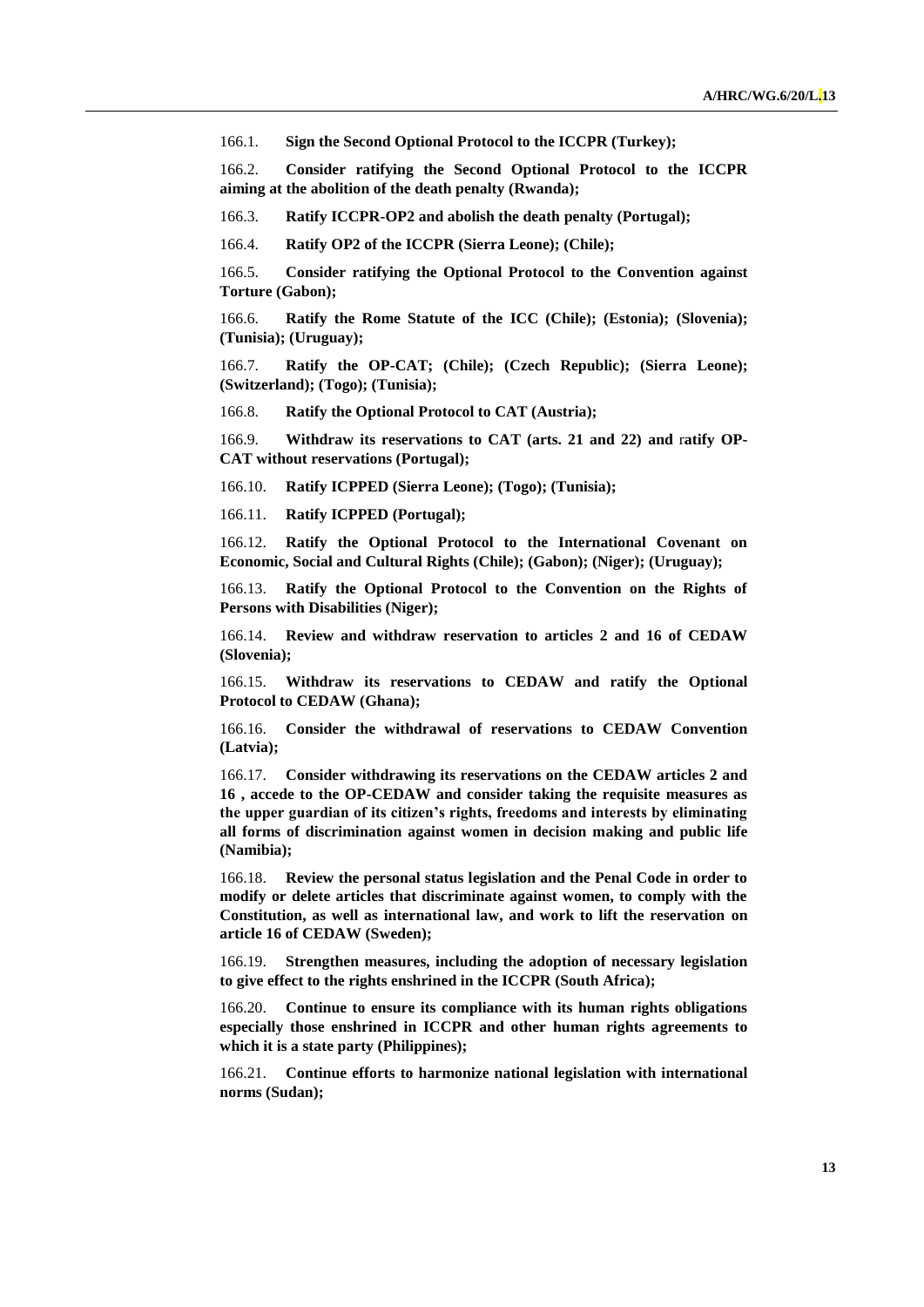166.1. **Sign the Second Optional Protocol to the ICCPR (Turkey);**

166.2. **Consider ratifying the Second Optional Protocol to the ICCPR aiming at the abolition of the death penalty (Rwanda);**

166.3. **Ratify ICCPR-OP2 and abolish the death penalty (Portugal);**

166.4. **Ratify OP2 of the ICCPR (Sierra Leone); (Chile);**

166.5. **Consider ratifying the Optional Protocol to the Convention against Torture (Gabon);**

166.6. **Ratify the Rome Statute of the ICC (Chile); (Estonia); (Slovenia); (Tunisia); (Uruguay);**

166.7. **Ratify the OP-CAT; (Chile); (Czech Republic); (Sierra Leone); (Switzerland); (Togo); (Tunisia);**

166.8. **Ratify the Optional Protocol to CAT (Austria);**

166.9. **Withdraw its reservations to CAT (arts. 21 and 22) and ratify OP-CAT without reservations (Portugal);**

166.10. **Ratify ICPPED (Sierra Leone); (Togo); (Tunisia);**

166.11. **Ratify ICPPED (Portugal);**

166.12. **Ratify the Optional Protocol to the International Covenant on Economic, Social and Cultural Rights (Chile); (Gabon); (Niger); (Uruguay);**

166.13. **Ratify the Optional Protocol to the Convention on the Rights of Persons with Disabilities (Niger);**

166.14. **Review and withdraw reservation to articles 2 and 16 of CEDAW (Slovenia);**

166.15. **Withdraw its reservations to CEDAW and ratify the Optional Protocol to CEDAW (Ghana);**

166.16. **Consider the withdrawal of reservations to CEDAW Convention (Latvia);**

166.17. **Consider withdrawing its reservations on the CEDAW articles 2 and 16 , accede to the OP-CEDAW and consider taking the requisite measures as the upper guardian of its citizen's rights, freedoms and interests by eliminating all forms of discrimination against women in decision making and public life (Namibia);**

166.18. **Review the personal status legislation and the Penal Code in order to modify or delete articles that discriminate against women, to comply with the Constitution, as well as international law, and work to lift the reservation on article 16 of CEDAW (Sweden);**

166.19. **Strengthen measures, including the adoption of necessary legislation to give effect to the rights enshrined in the ICCPR (South Africa);**

166.20. **Continue to ensure its compliance with its human rights obligations especially those enshrined in ICCPR and other human rights agreements to which it is a state party (Philippines);**

166.21. **Continue efforts to harmonize national legislation with international norms (Sudan);**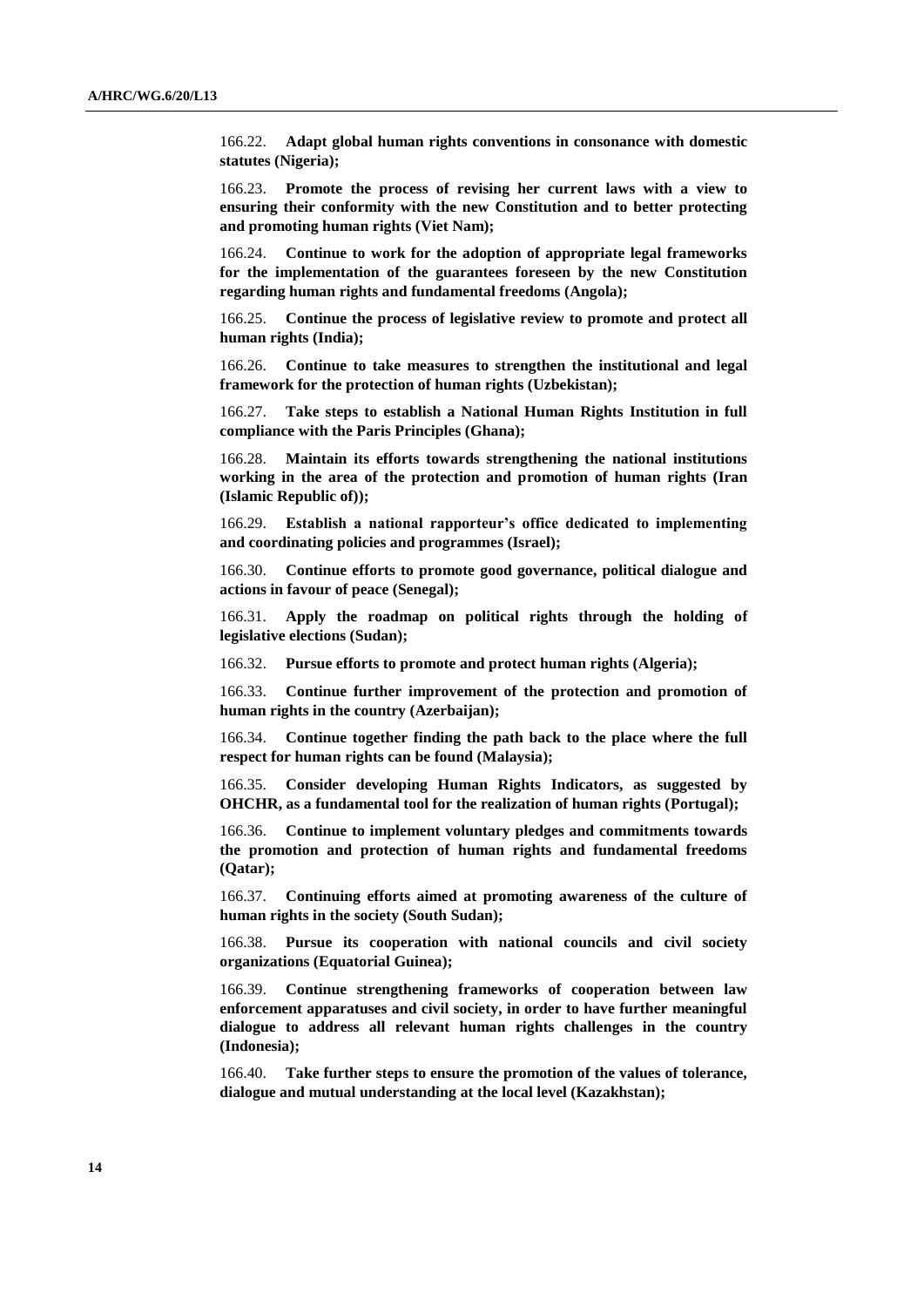166.22. **Adapt global human rights conventions in consonance with domestic statutes (Nigeria);**

166.23. **Promote the process of revising her current laws with a view to ensuring their conformity with the new Constitution and to better protecting and promoting human rights (Viet Nam);**

166.24. **Continue to work for the adoption of appropriate legal frameworks for the implementation of the guarantees foreseen by the new Constitution regarding human rights and fundamental freedoms (Angola);**

166.25. **Continue the process of legislative review to promote and protect all human rights (India);**

166.26. **Continue to take measures to strengthen the institutional and legal framework for the protection of human rights (Uzbekistan);**

166.27. **Take steps to establish a National Human Rights Institution in full compliance with the Paris Principles (Ghana);**

166.28. **Maintain its efforts towards strengthening the national institutions working in the area of the protection and promotion of human rights (Iran (Islamic Republic of));**

166.29. **Establish a national rapporteur's office dedicated to implementing and coordinating policies and programmes (Israel);**

166.30. **Continue efforts to promote good governance, political dialogue and actions in favour of peace (Senegal);**

166.31. **Apply the roadmap on political rights through the holding of legislative elections (Sudan);**

166.32. **Pursue efforts to promote and protect human rights (Algeria);**

166.33. **Continue further improvement of the protection and promotion of human rights in the country (Azerbaijan);**

166.34. **Continue together finding the path back to the place where the full respect for human rights can be found (Malaysia);**

166.35. **Consider developing Human Rights Indicators, as suggested by OHCHR, as a fundamental tool for the realization of human rights (Portugal);**

166.36. **Continue to implement voluntary pledges and commitments towards the promotion and protection of human rights and fundamental freedoms (Qatar);**

166.37. **Continuing efforts aimed at promoting awareness of the culture of human rights in the society (South Sudan);**

166.38. **Pursue its cooperation with national councils and civil society organizations (Equatorial Guinea);**

166.39. **Continue strengthening frameworks of cooperation between law enforcement apparatuses and civil society, in order to have further meaningful dialogue to address all relevant human rights challenges in the country (Indonesia);**

166.40. **Take further steps to ensure the promotion of the values of tolerance, dialogue and mutual understanding at the local level (Kazakhstan);**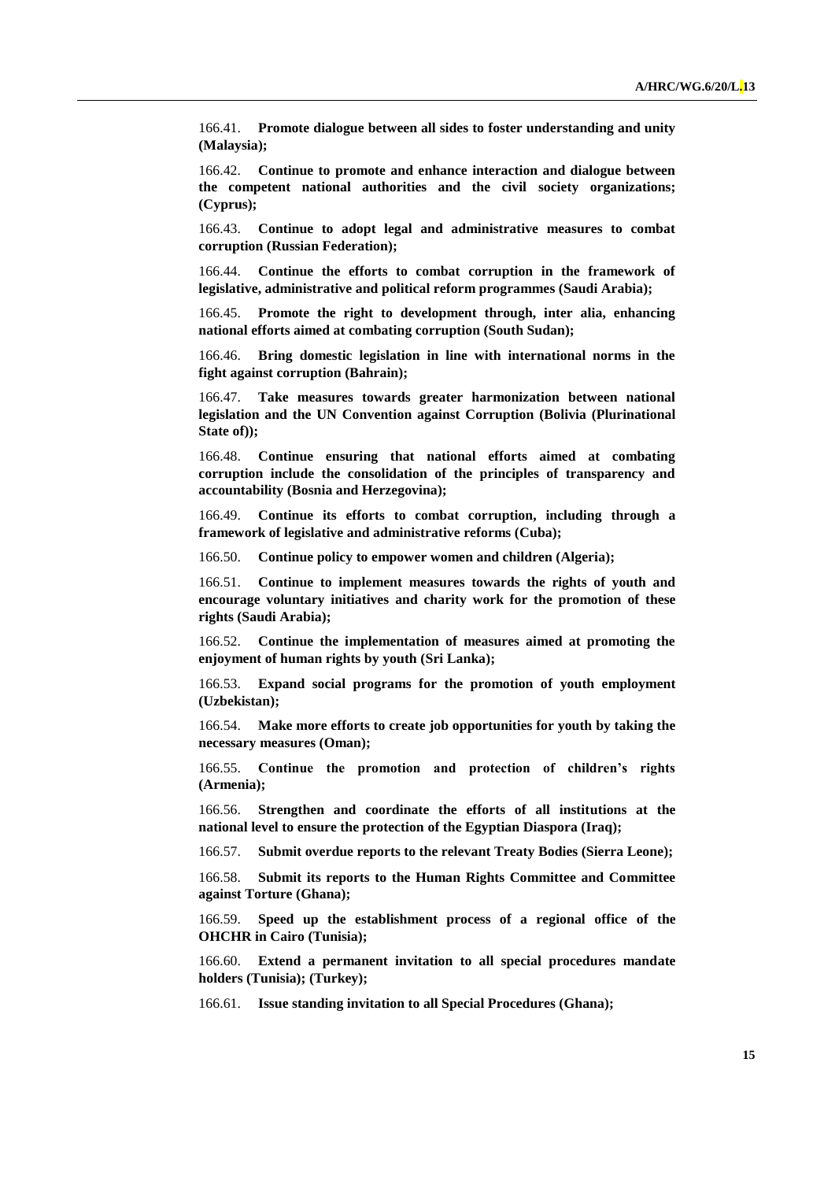166.41. **Promote dialogue between all sides to foster understanding and unity (Malaysia);**

166.42. **Continue to promote and enhance interaction and dialogue between the competent national authorities and the civil society organizations; (Cyprus);**

166.43. **Continue to adopt legal and administrative measures to combat corruption (Russian Federation);**

166.44. **Continue the efforts to combat corruption in the framework of legislative, administrative and political reform programmes (Saudi Arabia);**

166.45. **Promote the right to development through, inter alia, enhancing national efforts aimed at combating corruption (South Sudan);**

166.46. **Bring domestic legislation in line with international norms in the fight against corruption (Bahrain);**

166.47. **Take measures towards greater harmonization between national legislation and the UN Convention against Corruption (Bolivia (Plurinational State of));**

166.48. **Continue ensuring that national efforts aimed at combating corruption include the consolidation of the principles of transparency and accountability (Bosnia and Herzegovina);**

166.49. **Continue its efforts to combat corruption, including through a framework of legislative and administrative reforms (Cuba);**

166.50. **Continue policy to empower women and children (Algeria);**

166.51. **Continue to implement measures towards the rights of youth and encourage voluntary initiatives and charity work for the promotion of these rights (Saudi Arabia);**

166.52. **Continue the implementation of measures aimed at promoting the enjoyment of human rights by youth (Sri Lanka);**

166.53. **Expand social programs for the promotion of youth employment (Uzbekistan);**

166.54. **Make more efforts to create job opportunities for youth by taking the necessary measures (Oman);**

166.55. **Continue the promotion and protection of children's rights (Armenia);**

166.56. **Strengthen and coordinate the efforts of all institutions at the national level to ensure the protection of the Egyptian Diaspora (Iraq);**

166.57. **Submit overdue reports to the relevant Treaty Bodies (Sierra Leone);**

166.58. **Submit its reports to the Human Rights Committee and Committee against Torture (Ghana);**

166.59. **Speed up the establishment process of a regional office of the OHCHR in Cairo (Tunisia);**

166.60. **Extend a permanent invitation to all special procedures mandate holders (Tunisia); (Turkey);**

166.61. **Issue standing invitation to all Special Procedures (Ghana);**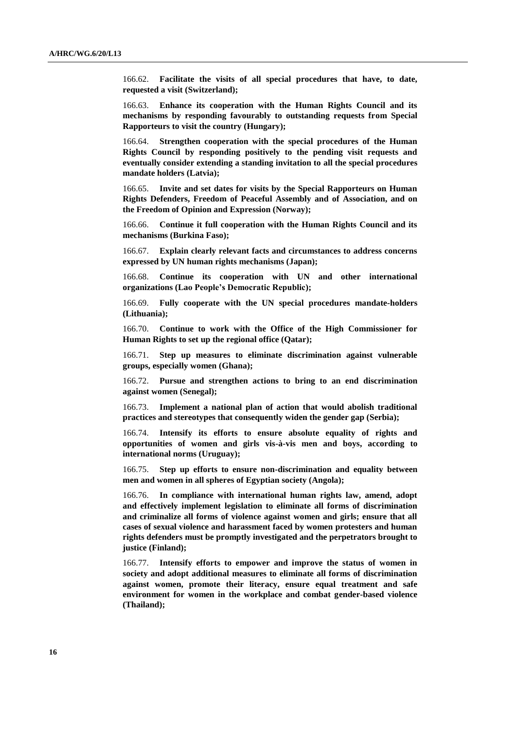166.62. **Facilitate the visits of all special procedures that have, to date, requested a visit (Switzerland);**

166.63. **Enhance its cooperation with the Human Rights Council and its mechanisms by responding favourably to outstanding requests from Special Rapporteurs to visit the country (Hungary);**

166.64. **Strengthen cooperation with the special procedures of the Human Rights Council by responding positively to the pending visit requests and eventually consider extending a standing invitation to all the special procedures mandate holders (Latvia);**

166.65. **Invite and set dates for visits by the Special Rapporteurs on Human Rights Defenders, Freedom of Peaceful Assembly and of Association, and on the Freedom of Opinion and Expression (Norway);**

166.66. **Continue it full cooperation with the Human Rights Council and its mechanisms (Burkina Faso);**

166.67. **Explain clearly relevant facts and circumstances to address concerns expressed by UN human rights mechanisms (Japan);**

166.68. **Continue its cooperation with UN and other international organizations (Lao People's Democratic Republic);**

166.69. **Fully cooperate with the UN special procedures mandate-holders (Lithuania);**

166.70. **Continue to work with the Office of the High Commissioner for Human Rights to set up the regional office (Qatar);**

166.71. **Step up measures to eliminate discrimination against vulnerable groups, especially women (Ghana);**

166.72. **Pursue and strengthen actions to bring to an end discrimination against women (Senegal);**

166.73. **Implement a national plan of action that would abolish traditional practices and stereotypes that consequently widen the gender gap (Serbia);**

166.74. **Intensify its efforts to ensure absolute equality of rights and opportunities of women and girls vis-à-vis men and boys, according to international norms (Uruguay);**

166.75. **Step up efforts to ensure non-discrimination and equality between men and women in all spheres of Egyptian society (Angola);**

166.76. **In compliance with international human rights law, amend, adopt and effectively implement legislation to eliminate all forms of discrimination and criminalize all forms of violence against women and girls; ensure that all cases of sexual violence and harassment faced by women protesters and human rights defenders must be promptly investigated and the perpetrators brought to justice (Finland);**

166.77. **Intensify efforts to empower and improve the status of women in society and adopt additional measures to eliminate all forms of discrimination against women, promote their literacy, ensure equal treatment and safe environment for women in the workplace and combat gender-based violence (Thailand);**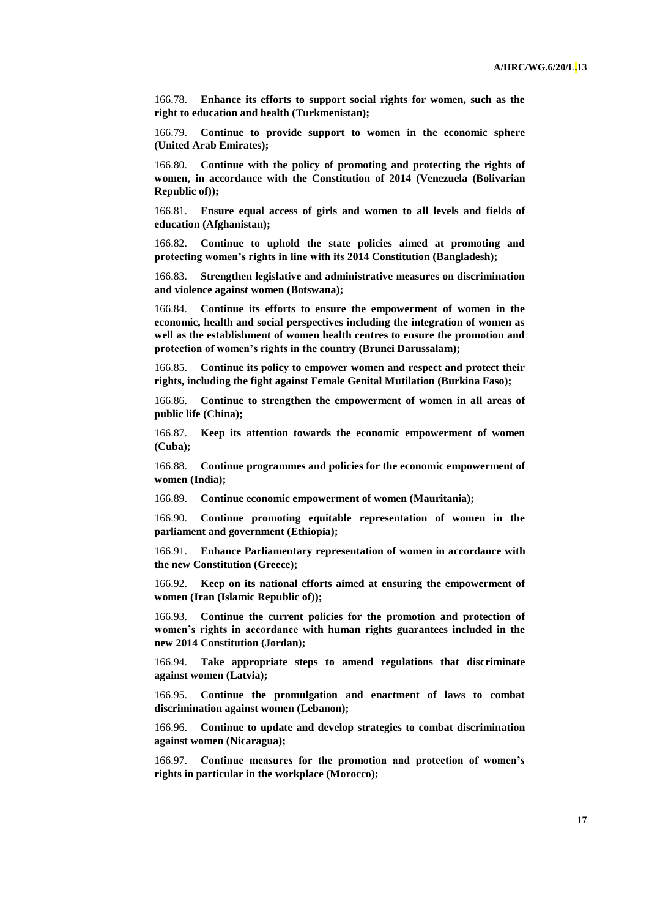166.78. **Enhance its efforts to support social rights for women, such as the right to education and health (Turkmenistan);**

166.79. **Continue to provide support to women in the economic sphere (United Arab Emirates);**

166.80. **Continue with the policy of promoting and protecting the rights of women, in accordance with the Constitution of 2014 (Venezuela (Bolivarian Republic of));**

166.81. **Ensure equal access of girls and women to all levels and fields of education (Afghanistan);**

166.82. **Continue to uphold the state policies aimed at promoting and protecting women's rights in line with its 2014 Constitution (Bangladesh);**

166.83. **Strengthen legislative and administrative measures on discrimination and violence against women (Botswana);**

166.84. **Continue its efforts to ensure the empowerment of women in the economic, health and social perspectives including the integration of women as well as the establishment of women health centres to ensure the promotion and protection of women's rights in the country (Brunei Darussalam);**

166.85. **Continue its policy to empower women and respect and protect their rights, including the fight against Female Genital Mutilation (Burkina Faso);**

166.86. **Continue to strengthen the empowerment of women in all areas of public life (China);**

166.87. **Keep its attention towards the economic empowerment of women (Cuba);**

166.88. **Continue programmes and policies for the economic empowerment of women (India);**

166.89. **Continue economic empowerment of women (Mauritania);**

166.90. **Continue promoting equitable representation of women in the parliament and government (Ethiopia);**

166.91. **Enhance Parliamentary representation of women in accordance with the new Constitution (Greece);**

166.92. **Keep on its national efforts aimed at ensuring the empowerment of women (Iran (Islamic Republic of));**

166.93. **Continue the current policies for the promotion and protection of women's rights in accordance with human rights guarantees included in the new 2014 Constitution (Jordan);**

166.94. **Take appropriate steps to amend regulations that discriminate against women (Latvia);**

166.95. **Continue the promulgation and enactment of laws to combat discrimination against women (Lebanon);**

166.96. **Continue to update and develop strategies to combat discrimination against women (Nicaragua);**

166.97. **Continue measures for the promotion and protection of women's rights in particular in the workplace (Morocco);**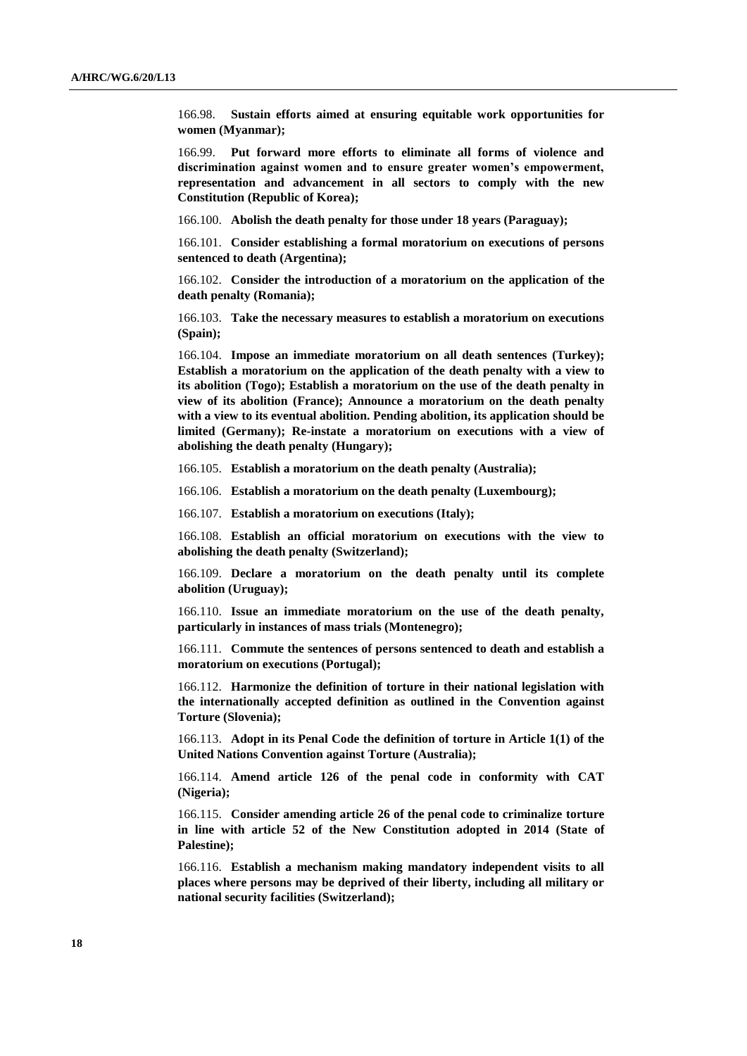166.98. **Sustain efforts aimed at ensuring equitable work opportunities for women (Myanmar);**

166.99. **Put forward more efforts to eliminate all forms of violence and discrimination against women and to ensure greater women's empowerment, representation and advancement in all sectors to comply with the new Constitution (Republic of Korea);**

166.100. **Abolish the death penalty for those under 18 years (Paraguay);**

166.101. **Consider establishing a formal moratorium on executions of persons sentenced to death (Argentina);**

166.102. **Consider the introduction of a moratorium on the application of the death penalty (Romania);**

166.103. **Take the necessary measures to establish a moratorium on executions (Spain);**

166.104. **Impose an immediate moratorium on all death sentences (Turkey); Establish a moratorium on the application of the death penalty with a view to its abolition (Togo); Establish a moratorium on the use of the death penalty in view of its eventual abolition (France); Announce a moratorium on the death penalty with a view to its eventual abolition. Pending abolition, its application should be limited (Germany); Re-instate a moratorium on executions with a view of abolishing the death penalty (Hungary);**

166.105. **Establish a moratorium on the death penalty (Australia);**

166.106. **Establish a moratorium on the death penalty (Luxembourg);**

166.107. **Establish a moratorium on executions (Italy);**

166.108. **Establish an official moratorium on executions with the view to abolishing the death penalty (Switzerland);**

166.109. **Declare a moratorium on the death penalty until its complete abolition (Uruguay);**

166.110. **Issue an immediate moratorium on the use of the death penalty, particularly in instances of mass trials (Montenegro);**

166.111. **Commute the sentences of persons sentenced to death and establish a moratorium on executions (Portugal);**

166.112. **Harmonize the definition of torture in their national legislation with the internationally accepted definition as outlined in the Convention against Torture (Slovenia);**

166.113. **Adopt in its Penal Code the definition of torture in Article 1(1) of the United Nations Convention against Torture (Australia);**

166.114. **Amend article 126 of the penal code in conformity with CAT (Nigeria);**

166.115. **Consider amending article 26 of the penal code to criminalize torture in line with article 52 of the New Constitution adopted in 2014 (State of Palestine);**

166.116. **Establish a mechanism making mandatory independent visits to all places where persons may be deprived of their liberty, including all military or national security facilities (Switzerland);**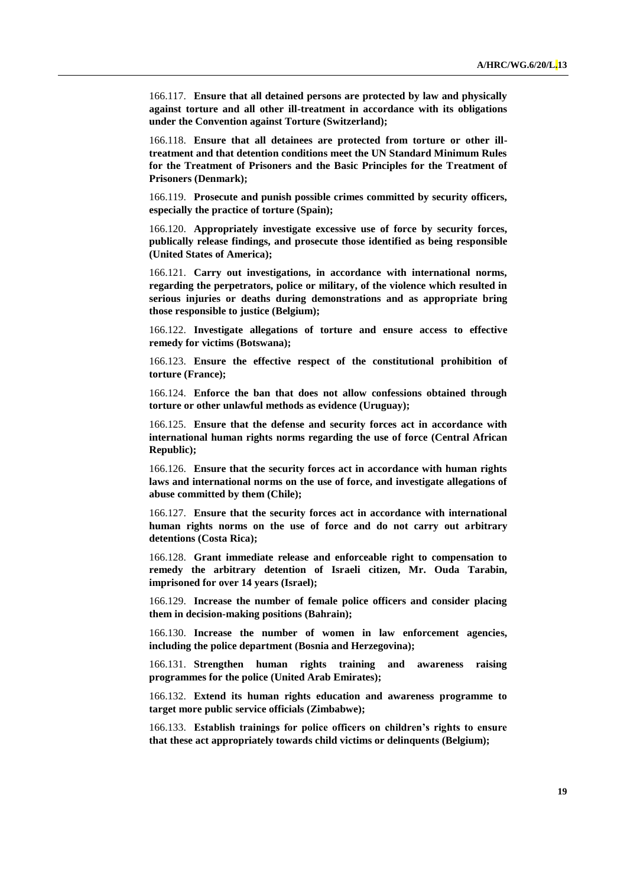166.117. **Ensure that all detained persons are protected by law and physically against torture and all other ill-treatment in accordance with its obligations under the Convention against Torture (Switzerland);**

166.118. **Ensure that all detainees are protected from torture or other ill-treatment and that detention conditions meet the UN Standard Minimum Rules for the Treatment of Prisoners and the Basic Principles for the Treatment of Prisoners (Denmark);**

166.119. **Prosecute and punish possible crimes committed by security officers, especially the practice of torture (Spain);**

166.120. **Appropriately investigate excessive use of force by security forces, publically release findings, and prosecute those identified as being responsible (United States of America);**

166.121. **Carry out investigations, in accordance with international norms, regarding the perpetrators, police or military, of the violence which resulted in serious injuries or deaths during demonstrations and as appropriate bring those responsible to justice (Belgium);**

166.122. **Investigate allegations of torture and ensure access to effective remedy for victims (Botswana);**

166.123. **Ensure the effective respect of the constitutional prohibition of torture (France);**

166.124. **Enforce the ban that does not allow confessions obtained through torture or other unlawful methods as evidence (Uruguay);**

166.125. **Ensure that the defense and security forces act in accordance with international human rights norms regarding the use of force (Central African Republic);**

166.126. **Ensure that the security forces act in accordance with human rights laws and international norms on the use of force, and investigate allegations of abuse committed by them (Chile);**

166.127. **Ensure that the security forces act in accordance with international human rights norms on the use of force and do not carry out arbitrary detentions (Costa Rica);**

166.128. **Grant immediate release and enforceable right to compensation to remedy the arbitrary detention of Israeli citizen, Mr. Ouda Tarabin, imprisoned for over 14 years (Israel);**

166.129. **Increase the number of female police officers and consider placing them in decision-making positions (Bahrain);**

166.130. **Increase the number of women in law enforcement agencies, including the police department (Bosnia and Herzegovina);**

166.131. **Strengthen human rights training and awareness raising programmes for the police (United Arab Emirates);**

166.132. **Extend its human rights education and awareness programme to target more public service officials (Zimbabwe);**

166.133. **Establish trainings for police officers on children's rights to ensure that these act appropriately towards child victims or delinquents (Belgium);**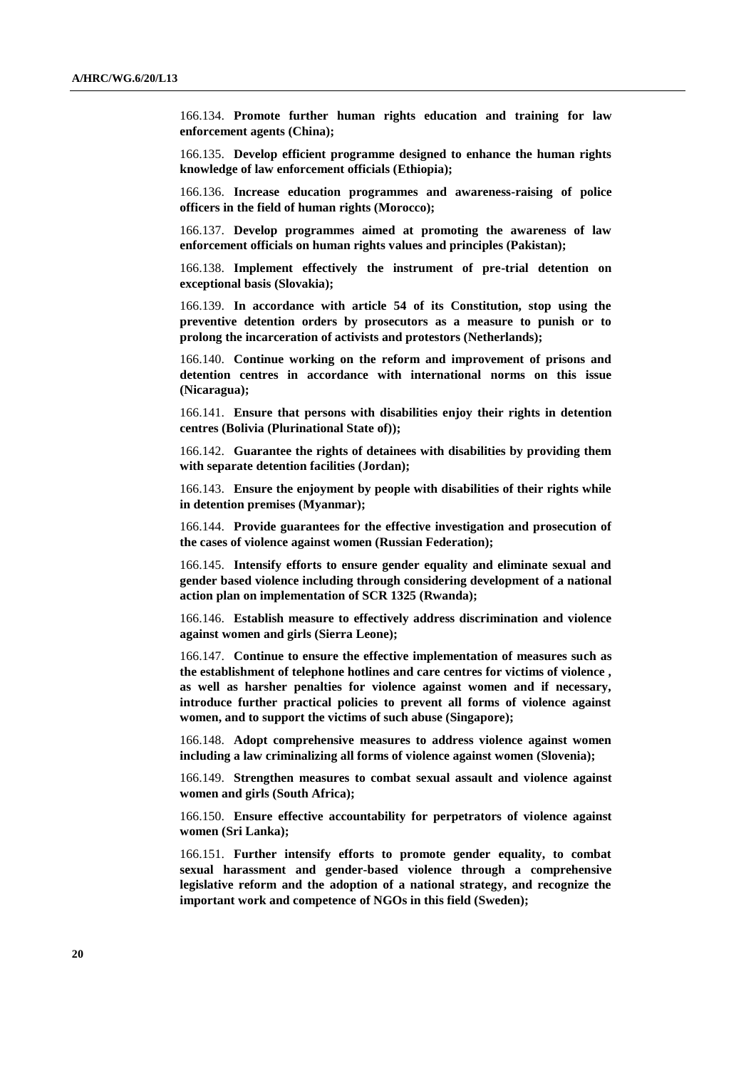166.134. **Promote further human rights education and training for law enforcement agents (China);**

166.135. **Develop efficient programme designed to enhance the human rights knowledge of law enforcement officials (Ethiopia);**

166.136. **Increase education programmes and awareness-raising of police officers in the field of human rights (Morocco);**

166.137. **Develop programmes aimed at promoting the awareness of law enforcement officials on human rights values and principles (Pakistan);**

166.138. **Implement effectively the instrument of pre-trial detention on exceptional basis (Slovakia);**

166.139. **In accordance with article 54 of its Constitution, stop using the preventive detention orders by prosecutors as a measure to punish or to prolong the incarceration of activists and protestors (Netherlands);**

166.140. **Continue working on the reform and improvement of prisons and detention centres in accordance with international norms on this issue (Nicaragua);**

166.141. **Ensure that persons with disabilities enjoy their rights in detention centres (Bolivia (Plurinational State of));**

166.142. **Guarantee the rights of detainees with disabilities by providing them with separate detention facilities (Jordan);**

166.143. **Ensure the enjoyment by people with disabilities of their rights while in detention premises (Myanmar);**

166.144. **Provide guarantees for the effective investigation and prosecution of the cases of violence against women (Russian Federation);**

166.145. **Intensify efforts to ensure gender equality and eliminate sexual and gender based violence including through considering development of a national action plan on implementation of SCR 1325 (Rwanda);**

166.146. **Establish measure to effectively address discrimination and violence against women and girls (Sierra Leone);**

166.147. **Continue to ensure the effective implementation of measures such as the establishment of telephone hotlines and care centres for victims of violence , as well as harsher penalties for violence against women and if necessary, introduce further practical policies to prevent all forms of violence against women, and to support the victims of such abuse (Singapore);**

166.148. **Adopt comprehensive measures to address violence against women including a law criminalizing all forms of violence against women (Slovenia);**

166.149. **Strengthen measures to combat sexual assault and violence against women and girls (South Africa);**

166.150. **Ensure effective accountability for perpetrators of violence against women (Sri Lanka);**

166.151. **Further intensify efforts to promote gender equality, to combat sexual harassment and gender-based violence through a comprehensive legislative reform and the adoption of a national strategy, and recognize the important work and competence of NGOs in this field (Sweden);**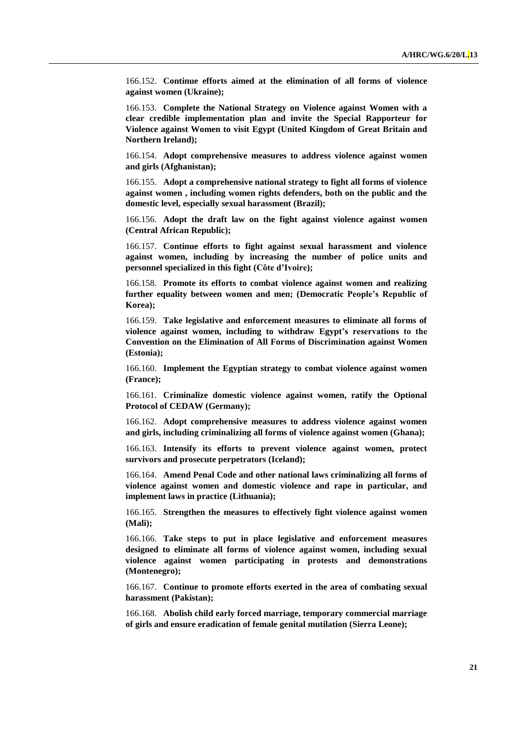166.152. **Continue efforts aimed at the elimination of all forms of violence against women (Ukraine);**

166.153. **Complete the National Strategy on Violence against Women with a clear credible implementation plan and invite the Special Rapporteur for Violence against Women to visit Egypt (United Kingdom of Great Britain and Northern Ireland);**

166.154. **Adopt comprehensive measures to address violence against women and girls (Afghanistan);**

166.155. **Adopt a comprehensive national strategy to fight all forms of violence against women , including women rights defenders, both on the public and the domestic level, especially sexual harassment (Brazil);**

166.156. **Adopt the draft law on the fight against violence against women (Central African Republic);**

166.157. **Continue efforts to fight against sexual harassment and violence against women, including by increasing the number of police units and personnel specialized in this fight (Côte d'Ivoire);**

166.158. **Promote its efforts to combat violence against women and realizing further equality between women and men; (Democratic People's Republic of Korea);**

166.159. **Take legislative and enforcement measures to eliminate all forms of violence against women, including to withdraw Egypt's reservations to the Convention on the Elimination of All Forms of Discrimination against Women (Estonia);**

166.160. **Implement the Egyptian strategy to combat violence against women (France);**

166.161. **Criminalize domestic violence against women, ratify the Optional Protocol of CEDAW (Germany);**

166.162. **Adopt comprehensive measures to address violence against women and girls, including criminalizing all forms of violence against women (Ghana);**

166.163. **Intensify its efforts to prevent violence against women, protect survivors and prosecute perpetrators (Iceland);**

166.164. **Amend Penal Code and other national laws criminalizing all forms of violence against women and domestic violence and rape in particular, and implement laws in practice (Lithuania);**

166.165. **Strengthen the measures to effectively fight violence against women (Mali);**

166.166. **Take steps to put in place legislative and enforcement measures designed to eliminate all forms of violence against women, including sexual violence against women participating in protests and demonstrations (Montenegro);**

166.167. **Continue to promote efforts exerted in the area of combating sexual harassment (Pakistan);**

166.168. **Abolish child early forced marriage, temporary commercial marriage of girls and ensure eradication of female genital mutilation (Sierra Leone);**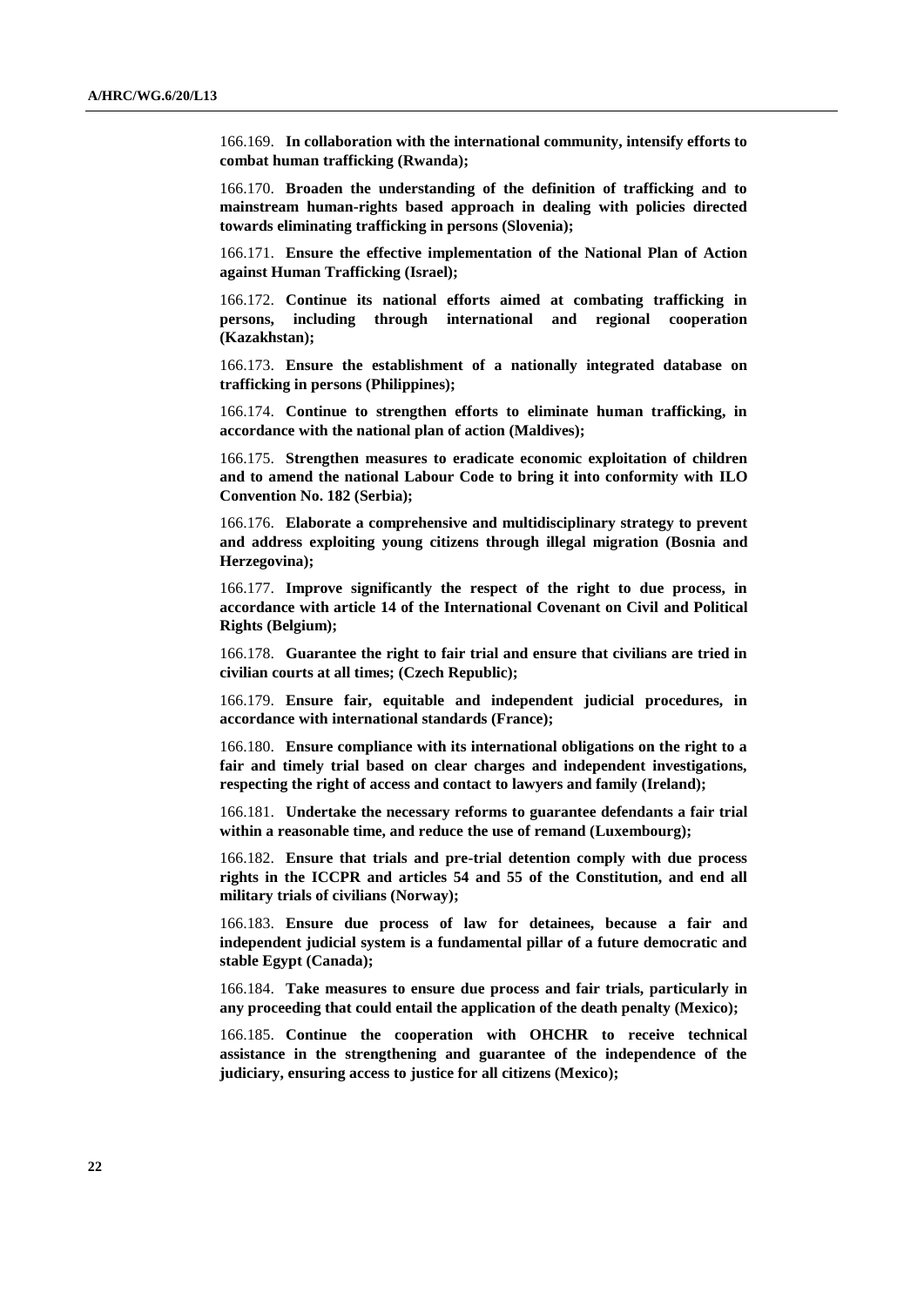166.169. **In collaboration with the international community, intensify efforts to combat human trafficking (Rwanda);**

166.170. **Broaden the understanding of the definition of trafficking and to mainstream human-rights based approach in dealing with policies directed towards eliminating trafficking in persons (Slovenia);**

166.171. **Ensure the effective implementation of the National Plan of Action against Human Trafficking (Israel);**

166.172. **Continue its national efforts aimed at combating trafficking in persons, including through international and regional cooperation (Kazakhstan);**

166.173. **Ensure the establishment of a nationally integrated database on trafficking in persons (Philippines);**

166.174. **Continue to strengthen efforts to eliminate human trafficking, in accordance with the national plan of action (Maldives);**

166.175. **Strengthen measures to eradicate economic exploitation of children and to amend the national Labour Code to bring it into conformity with ILO Convention No. 182 (Serbia);**

166.176. **Elaborate a comprehensive and multidisciplinary strategy to prevent and address exploiting young citizens through illegal migration (Bosnia and Herzegovina);**

166.177. **Improve significantly the respect of the right to due process, in accordance with article 14 of the International Covenant on Civil and Political Rights (Belgium);**

166.178. **Guarantee the right to fair trial and ensure that civilians are tried in civilian courts at all times; (Czech Republic);**

166.179. **Ensure fair, equitable and independent judicial procedures, in accordance with international standards (France);**

166.180. **Ensure compliance with its international obligations on the right to a fair and timely trial based on clear charges and independent investigations, respecting the right of access and contact to lawyers and family (Ireland);**

166.181. **Undertake the necessary reforms to guarantee defendants a fair trial within a reasonable time, and reduce the use of remand (Luxembourg);**

166.182. **Ensure that trials and pre-trial detention comply with due process rights in the ICCPR and articles 54 and 55 of the Constitution, and end all military trials of civilians (Norway);**

166.183. **Ensure due process of law for detainees, because a fair and independent judicial system is a fundamental pillar of a future democratic and stable Egypt (Canada);**

166.184. **Take measures to ensure due process and fair trials, particularly in any proceeding that could entail the application of the death penalty (Mexico);**

166.185. **Continue the cooperation with OHCHR to receive technical assistance in the strengthening and guarantee of the independence of the judiciary, ensuring access to justice for all citizens (Mexico);**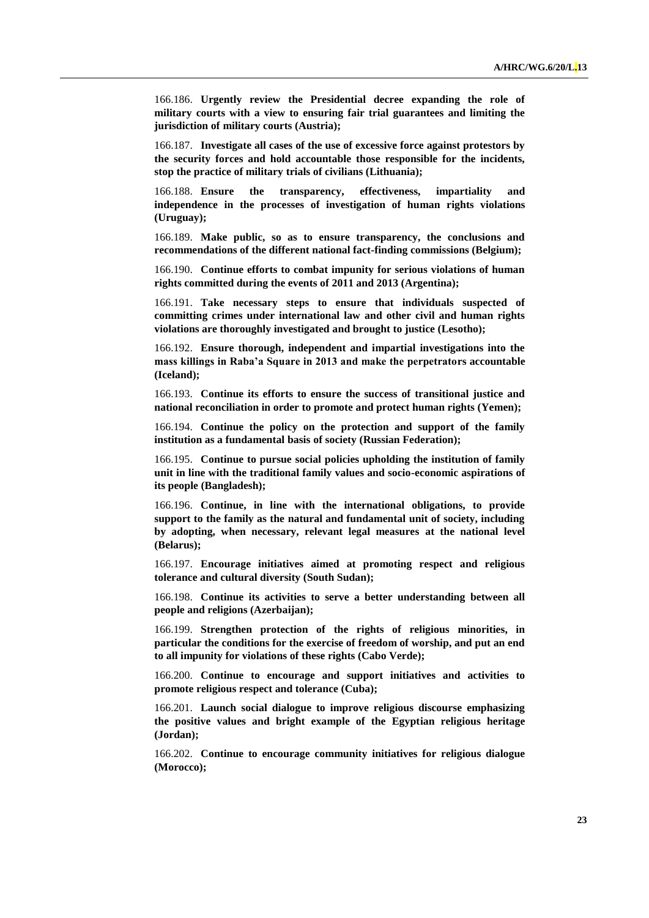166.186. **Urgently review the Presidential decree expanding the role of military courts with a view to ensuring fair trial guarantees and limiting the jurisdiction of military courts (Austria);**

166.187. **Investigate all cases of the use of excessive force against protestors by the security forces and hold accountable those responsible for the incidents, stop the practice of military trials of civilians (Lithuania);**

166.188. **Ensure the transparency, effectiveness, impartiality and independence in the processes of investigation of human rights violations (Uruguay);**

166.189. **Make public, so as to ensure transparency, the conclusions and recommendations of the different national fact-finding commissions (Belgium);**

166.190. **Continue efforts to combat impunity for serious violations of human rights committed during the events of 2011 and 2013 (Argentina);**

166.191. **Take necessary steps to ensure that individuals suspected of committing crimes under international law and other civil and human rights violations are thoroughly investigated and brought to justice (Lesotho);**

166.192. **Ensure thorough, independent and impartial investigations into the mass killings in Raba'a Square in 2013 and make the perpetrators accountable (Iceland);**

166.193. **Continue its efforts to ensure the success of transitional justice and national reconciliation in order to promote and protect human rights (Yemen);**

166.194. **Continue the policy on the protection and support of the family institution as a fundamental basis of society (Russian Federation);**

166.195. **Continue to pursue social policies upholding the institution of family unit in line with the traditional family values and socio-economic aspirations of its people (Bangladesh);**

166.196. **Continue, in line with the international obligations, to provide support to the family as the natural and fundamental unit of society, including by adopting, when necessary, relevant legal measures at the national level (Belarus);**

166.197. **Encourage initiatives aimed at promoting respect and religious tolerance and cultural diversity (South Sudan);**

166.198. **Continue its activities to serve a better understanding between all people and religions (Azerbaijan);**

166.199. **Strengthen protection of the rights of religious minorities, in particular the conditions for the exercise of freedom of worship, and put an end to all impunity for violations of these rights (Cabo Verde);**

166.200. **Continue to encourage and support initiatives and activities to promote religious respect and tolerance (Cuba);**

166.201. **Launch social dialogue to improve religious discourse emphasizing the positive values and bright example of the Egyptian religious heritage (Jordan);**

166.202. **Continue to encourage community initiatives for religious dialogue (Morocco);**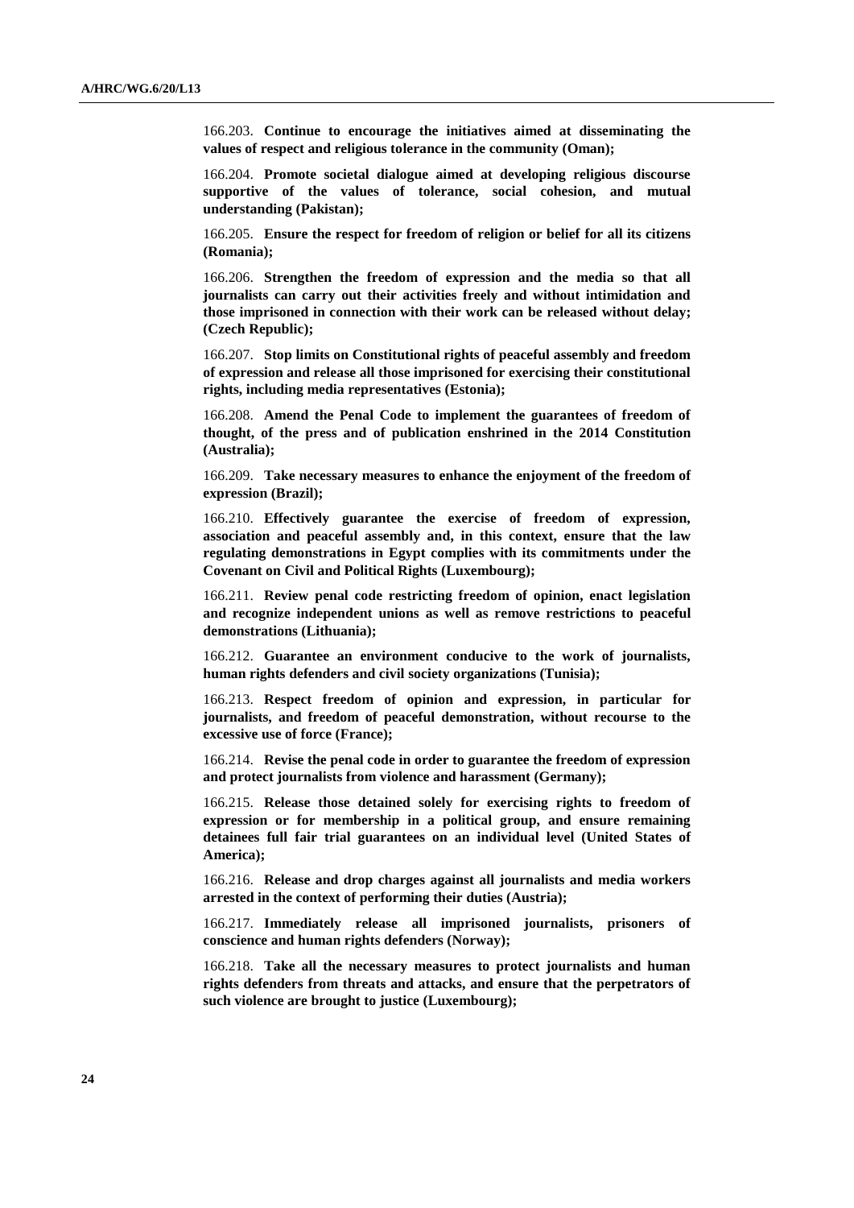166.203. **Continue to encourage the initiatives aimed at disseminating the values of respect and religious tolerance in the community (Oman);**

166.204. **Promote societal dialogue aimed at developing religious discourse supportive of the values of tolerance, social cohesion, and mutual understanding (Pakistan);**

166.205. **Ensure the respect for freedom of religion or belief for all its citizens (Romania);**

166.206. **Strengthen the freedom of expression and the media so that all journalists can carry out their activities freely and without intimidation and those imprisoned in connection with their work can be released without delay; (Czech Republic);**

166.207. **Stop limits on Constitutional rights of peaceful assembly and freedom of expression and release all those imprisoned for exercising their constitutional rights, including media representatives (Estonia);**

166.208. **Amend the Penal Code to implement the guarantees of freedom of thought, of the press and of publication enshrined in the 2014 Constitution (Australia);**

166.209. **Take necessary measures to enhance the enjoyment of the freedom of expression (Brazil);**

166.210. **Effectively guarantee the exercise of freedom of expression, association and peaceful assembly and, in this context, ensure that the law regulating demonstrations in Egypt complies with its commitments under the Covenant on Civil and Political Rights (Luxembourg);**

166.211. **Review penal code restricting freedom of opinion, enact legislation and recognize independent unions as well as remove restrictions to peaceful demonstrations (Lithuania);**

166.212. **Guarantee an environment conducive to the work of journalists, human rights defenders and civil society organizations (Tunisia);**

166.213. **Respect freedom of opinion and expression, in particular for journalists, and freedom of peaceful demonstration, without recourse to the excessive use of force (France);**

166.214. **Revise the penal code in order to guarantee the freedom of expression and protect journalists from violence and harassment (Germany);**

166.215. **Release those detained solely for exercising rights to freedom of expression or for membership in a political group, and ensure remaining detainees full fair trial guarantees on an individual level (United States of America);**

166.216. **Release and drop charges against all journalists and media workers arrested in the context of performing their duties (Austria);**

166.217. **Immediately release all imprisoned journalists, prisoners of conscience and human rights defenders (Norway);**

166.218. **Take all the necessary measures to protect journalists and human rights defenders from threats and attacks, and ensure that the perpetrators of such violence are brought to justice (Luxembourg);**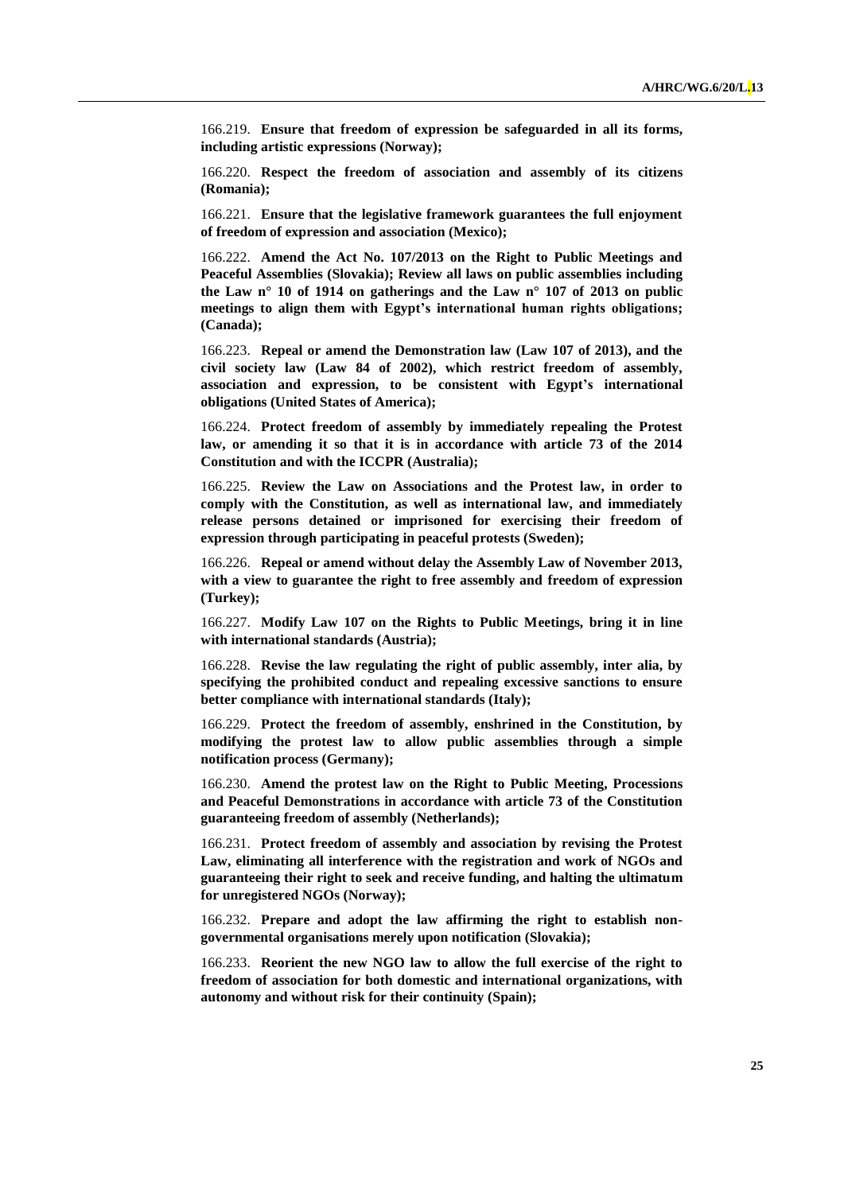166.219. **Ensure that freedom of expression be safeguarded in all its forms, including artistic expressions (Norway);**

166.220. **Respect the freedom of association and assembly of its citizens (Romania);**

166.221. **Ensure that the legislative framework guarantees the full enjoyment of freedom of expression and association (Mexico);**

166.222. **Amend the Act No. 107/2013 on the Right to Public Meetings and Peaceful Assemblies (Slovakia); Review all laws on public assemblies including the Law n° 10 of 1914 on gatherings and the Law n° 107 of 2013 on public meetings to align them with Egypt's international human rights obligations; (Canada);**

166.223. **Repeal or amend the Demonstration law (Law 107 of 2013), and the civil society law (Law 84 of 2002), which restrict freedom of assembly, association and expression, to be consistent with Egypt's international obligations (United States of America);**

166.224. **Protect freedom of assembly by immediately repealing the Protest law, or amending it so that it is in accordance with article 73 of the 2014 Constitution and with the ICCPR (Australia);**

166.225. **Review the Law on Associations and the Protest law, in order to comply with the Constitution, as well as international law, and immediately release persons detained or imprisoned for exercising their freedom of expression through participating in peaceful protests (Sweden);**

166.226. **Repeal or amend without delay the Assembly Law of November 2013, with a view to guarantee the right to free assembly and freedom of expression (Turkey);**

166.227. **Modify Law 107 on the Rights to Public Meetings, bring it in line with international standards (Austria);**

166.228. **Revise the law regulating the right of public assembly, inter alia, by specifying the prohibited conduct and repealing excessive sanctions to ensure better compliance with international standards (Italy);**

166.229. **Protect the freedom of assembly, enshrined in the Constitution, by modifying the protest law to allow public assemblies through a simple notification process (Germany);**

166.230. **Amend the protest law on the Right to Public Meeting, Processions and Peaceful Demonstrations in accordance with article 73 of the Constitution guaranteeing freedom of assembly (Netherlands);**

166.231. **Protect freedom of assembly and association by revising the Protest Law, eliminating all interference with the registration and work of NGOs and guaranteeing their right to seek and receive funding, and halting the ultimatum for unregistered NGOs (Norway);**

166.232. **Prepare and adopt the law affirming the right to establish non-governmental organisations merely upon notification (Slovakia);**

166.233. **Reorient the new NGO law to allow the full exercise of the right to freedom of association for both domestic and international organizations, with autonomy and without risk for their continuity (Spain);**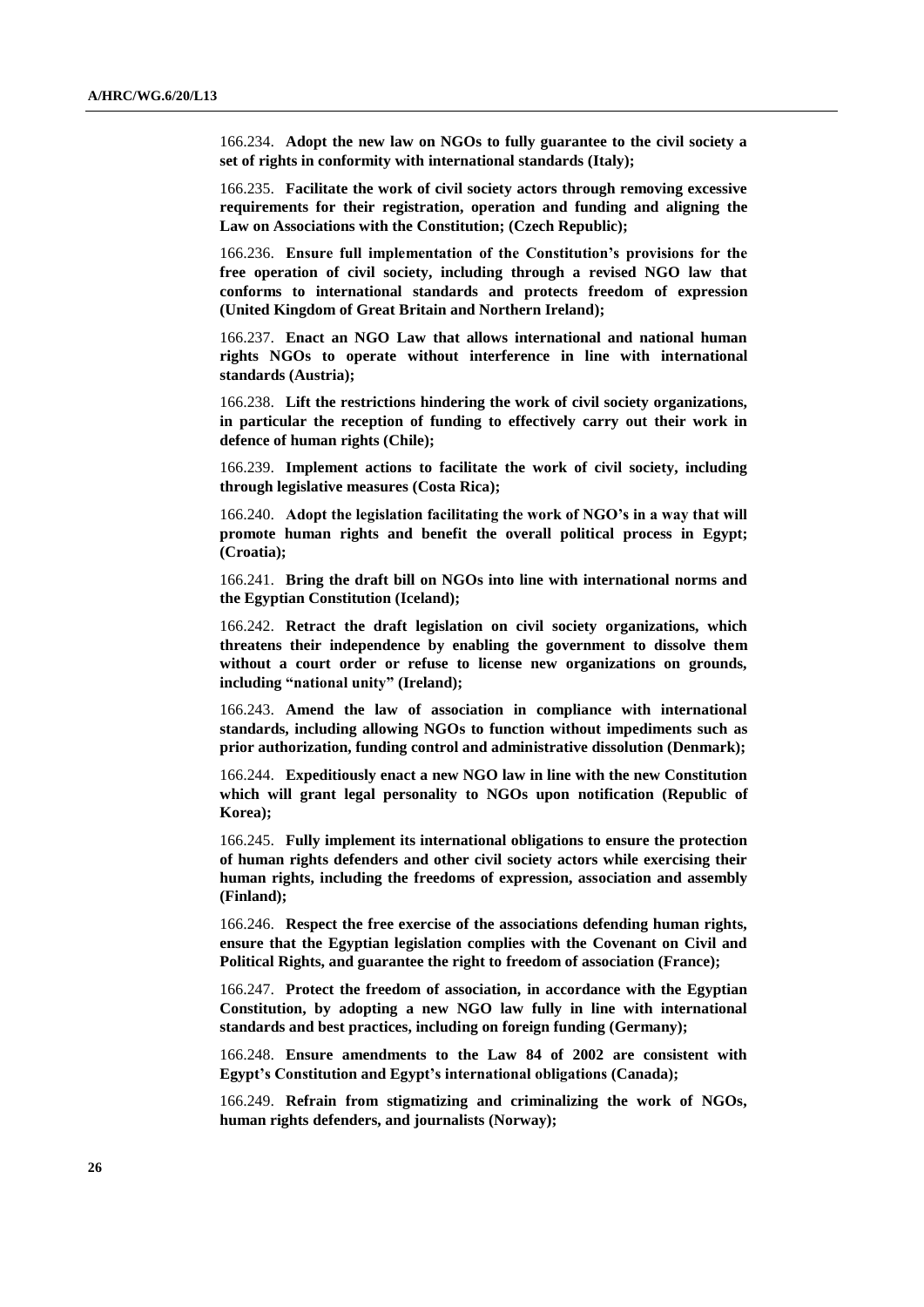166.234. **Adopt the new law on NGOs to fully guarantee to the civil society a set of rights in conformity with international standards (Italy);**

166.235. **Facilitate the work of civil society actors through removing excessive requirements for their registration, operation and funding and aligning the Law on Associations with the Constitution; (Czech Republic);**

166.236. **Ensure full implementation of the Constitution's provisions for the free operation of civil society, including through a revised NGO law that conforms to international standards and protects freedom of expression (United Kingdom of Great Britain and Northern Ireland);**

166.237. **Enact an NGO Law that allows international and national human rights NGOs to operate without interference in line with international standards (Austria);**

166.238. **Lift the restrictions hindering the work of civil society organizations, in particular the reception of funding to effectively carry out their work in defence of human rights (Chile);**

166.239. **Implement actions to facilitate the work of civil society, including through legislative measures (Costa Rica);**

166.240. **Adopt the legislation facilitating the work of NGO's in a way that will promote human rights and benefit the overall political process in Egypt; (Croatia);**

166.241. **Bring the draft bill on NGOs into line with international norms and the Egyptian Constitution (Iceland);**

166.242. **Retract the draft legislation on civil society organizations, which threatens their independence by enabling the government to dissolve them without a court order or refuse to license new organizations on grounds, including "national unity" (Ireland);**

166.243. **Amend the law of association in compliance with international standards, including allowing NGOs to function without impediments such as prior authorization, funding control and administrative dissolution (Denmark);**

166.244. **Expeditiously enact a new NGO law in line with the new Constitution which will grant legal personality to NGOs upon notification (Republic of Korea);**

166.245. **Fully implement its international obligations to ensure the protection of human rights defenders and other civil society actors while exercising their human rights, including the freedoms of expression, association and assembly (Finland);**

166.246. **Respect the free exercise of the associations defending human rights, ensure that the Egyptian legislation complies with the Covenant on Civil and Political Rights, and guarantee the right to freedom of association (France);**

166.247. **Protect the freedom of association, in accordance with the Egyptian Constitution, by adopting a new NGO law fully in line with international standards and best practices, including on foreign funding (Germany);**

166.248. **Ensure amendments to the Law 84 of 2002 are consistent with Egypt's Constitution and Egypt's international obligations (Canada);**

166.249. **Refrain from stigmatizing and criminalizing the work of NGOs, human rights defenders, and journalists (Norway);**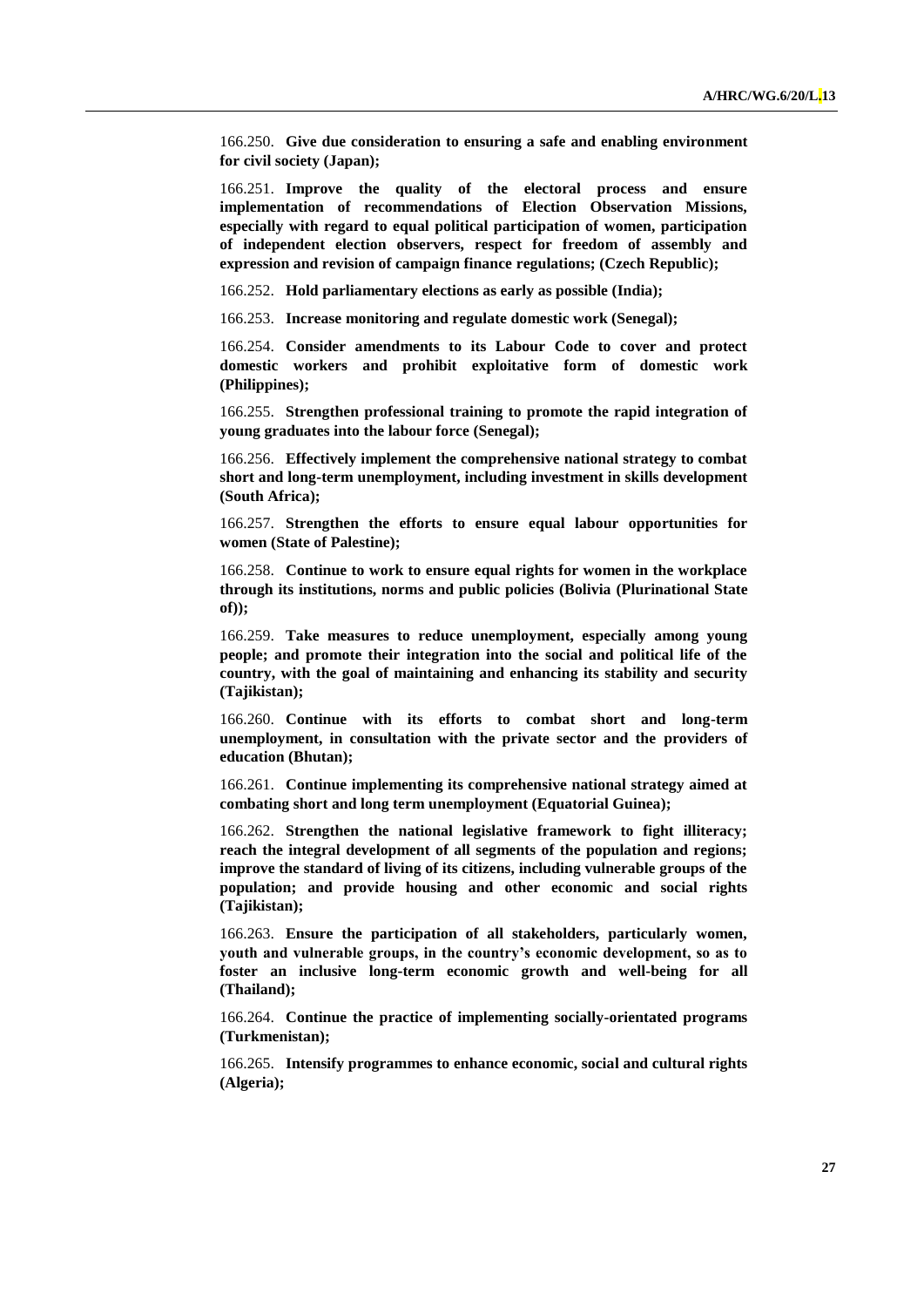166.250. **Give due consideration to ensuring a safe and enabling environment for civil society (Japan);**

166.251. **Improve the quality of the electoral process and ensure implementation of recommendations of Election Observation Missions, especially with regard to equal political participation of women, participation of independent election observers, respect for freedom of assembly and expression and revision of campaign finance regulations; (Czech Republic);**

166.252. **Hold parliamentary elections as early as possible (India);**

166.253. **Increase monitoring and regulate domestic work (Senegal);**

166.254. **Consider amendments to its Labour Code to cover and protect domestic workers and prohibit exploitative form of domestic work (Philippines);**

166.255. **Strengthen professional training to promote the rapid integration of young graduates into the labour force (Senegal);**

166.256. **Effectively implement the comprehensive national strategy to combat short and long-term unemployment, including investment in skills development (South Africa);**

166.257. **Strengthen the efforts to ensure equal labour opportunities for women (State of Palestine);**

166.258. **Continue to work to ensure equal rights for women in the workplace through its institutions, norms and public policies (Bolivia (Plurinational State of));**

166.259. **Take measures to reduce unemployment, especially among young people; and promote their integration into the social and political life of the country, with the goal of maintaining and enhancing its stability and security (Tajikistan);**

166.260. **Continue with its efforts to combat short and long-term unemployment, in consultation with the private sector and the providers of education (Bhutan);**

166.261. **Continue implementing its comprehensive national strategy aimed at combating short and long term unemployment (Equatorial Guinea);**

166.262. **Strengthen the national legislative framework to fight illiteracy; reach the integral development of all segments of the population and regions; improve the standard of living of its citizens, including vulnerable groups of the population; and provide housing and other economic and social rights (Tajikistan);**

166.263. **Ensure the participation of all stakeholders, particularly women, youth and vulnerable groups, in the country's economic development, so as to foster an inclusive long-term economic growth and well-being for all (Thailand);**

166.264. **Continue the practice of implementing socially-orientated programs (Turkmenistan);**

166.265. **Intensify programmes to enhance economic, social and cultural rights (Algeria);**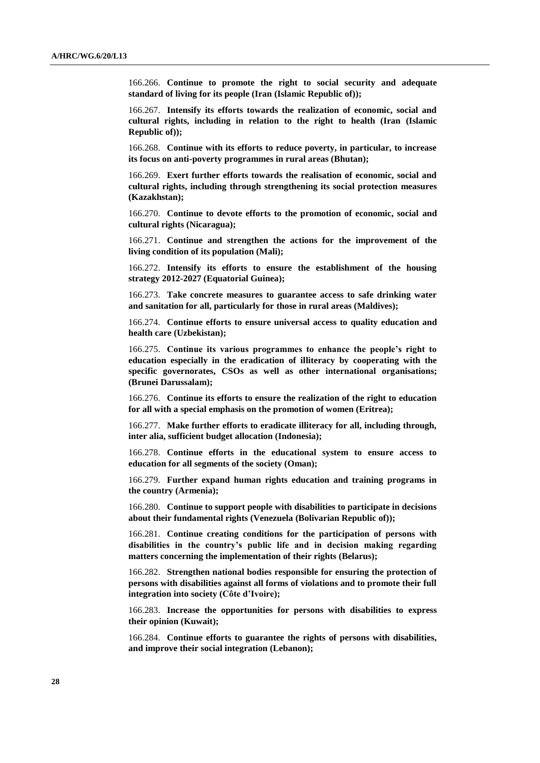166.266. **Continue to promote the right to social security and adequate standard of living for its people (Iran (Islamic Republic of));**

166.267. **Intensify its efforts towards the realization of economic, social and cultural rights, including in relation to the right to health (Iran (Islamic Republic of));**

166.268. **Continue with its efforts to reduce poverty, in particular, to increase its focus on anti-poverty programmes in rural areas (Bhutan);**

166.269. **Exert further efforts towards the realisation of economic, social and cultural rights, including through strengthening its social protection measures (Kazakhstan);**

166.270. **Continue to devote efforts to the promotion of economic, social and cultural rights (Nicaragua);**

166.271. **Continue and strengthen the actions for the improvement of the living condition of its population (Mali);**

166.272. **Intensify its efforts to ensure the establishment of the housing strategy 2012-2027 (Equatorial Guinea);**

166.273. **Take concrete measures to guarantee access to safe drinking water and sanitation for all, particularly for those in rural areas (Maldives);**

166.274. **Continue efforts to ensure universal access to quality education and health care (Uzbekistan);**

166.275. **Continue its various programmes to enhance the people's right to education especially in the eradication of illiteracy by cooperating with the specific governorates, CSOs as well as other international organisations; (Brunei Darussalam);**

166.276. **Continue its efforts to ensure the realization of the right to education for all with a special emphasis on the promotion of women (Eritrea);**

166.277. **Make further efforts to eradicate illiteracy for all, including through, inter alia, sufficient budget allocation (Indonesia);**

166.278. **Continue efforts in the educational system to ensure access to education for all segments of the society (Oman);**

166.279. **Further expand human rights education and training programs in the country (Armenia);**

166.280. **Continue to support people with disabilities to participate in decisions about their fundamental rights (Venezuela (Bolivarian Republic of));**

166.281. **Continue creating conditions for the participation of persons with disabilities in the country's public life and in decision making regarding matters concerning the implementation of their rights (Belarus);**

166.282. **Strengthen national bodies responsible for ensuring the protection of persons with disabilities against all forms of violations and to promote their full integration into society (Côte d'Ivoire);**

166.283. **Increase the opportunities for persons with disabilities to express their opinion (Kuwait);**

166.284. **Continue efforts to guarantee the rights of persons with disabilities, and improve their social integration (Lebanon);**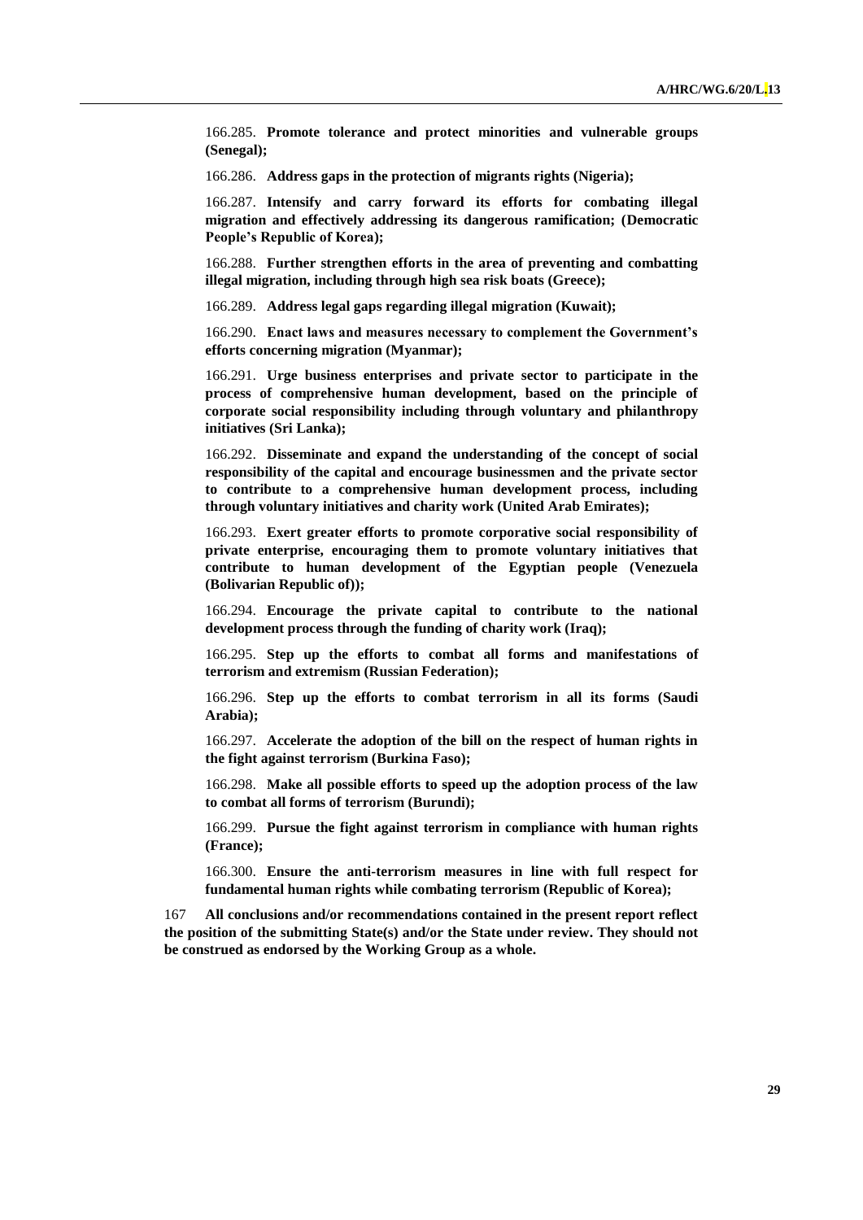166.285. **Promote tolerance and protect minorities and vulnerable groups (Senegal);**

166.286. **Address gaps in the protection of migrants rights (Nigeria);**

166.287. **Intensify and carry forward its efforts for combating illegal migration and effectively addressing its dangerous ramification; (Democratic People's Republic of Korea);**

166.288. **Further strengthen efforts in the area of preventing and combatting illegal migration, including through high sea risk boats (Greece);**

166.289. **Address legal gaps regarding illegal migration (Kuwait);**

166.290. **Enact laws and measures necessary to complement the Government's efforts concerning migration (Myanmar);**

166.291. **Urge business enterprises and private sector to participate in the process of comprehensive human development, based on the principle of corporate social responsibility including through voluntary and philanthropy initiatives (Sri Lanka);**

166.292. **Disseminate and expand the understanding of the concept of social responsibility of the capital and encourage businessmen and the private sector to contribute to a comprehensive human development process, including through voluntary initiatives and charity work (United Arab Emirates);**

166.293. **Exert greater efforts to promote corporative social responsibility of private enterprise, encouraging them to promote voluntary initiatives that contribute to human development of the Egyptian people (Venezuela (Bolivarian Republic of));**

166.294. **Encourage the private capital to contribute to the national development process through the funding of charity work (Iraq);**

166.295. **Step up the efforts to combat all forms and manifestations of terrorism and extremism (Russian Federation);**

166.296. **Step up the efforts to combat terrorism in all its forms (Saudi Arabia);**

166.297. **Accelerate the adoption of the bill on the respect of human rights in the fight against terrorism (Burkina Faso);**

166.298. **Make all possible efforts to speed up the adoption process of the law to combat all forms of terrorism (Burundi);**

166.299. **Pursue the fight against terrorism in compliance with human rights (France);**

166.300. **Ensure the anti-terrorism measures in line with full respect for fundamental human rights while combating terrorism (Republic of Korea);**

167 **All conclusions and/or recommendations contained in the present report reflect the position of the submitting State(s) and/or the State under review. They should not be construed as endorsed by the Working Group as a whole.**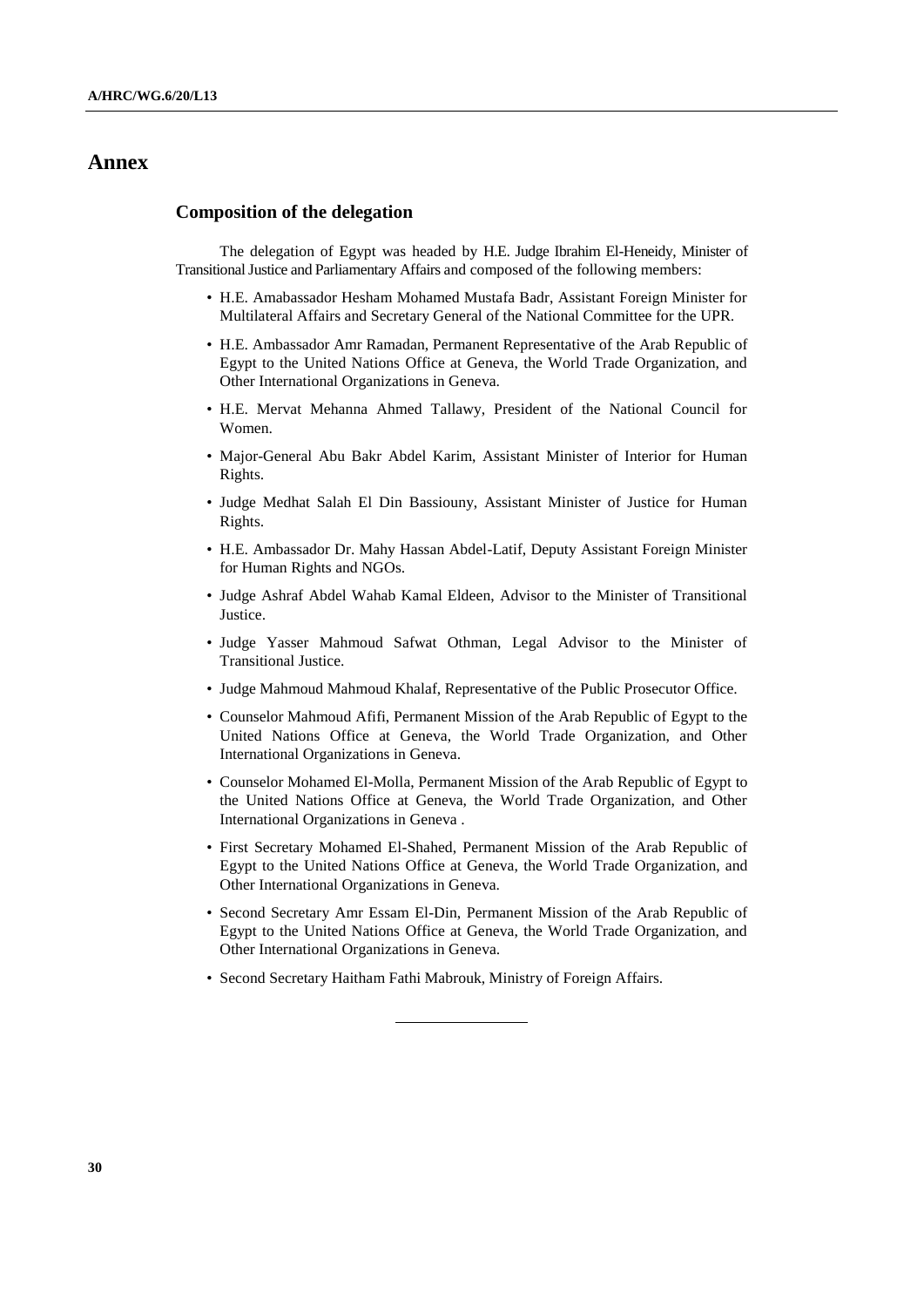# Annex

## Composition of the delegation

The delegation of Egypt was headed by H.E. Judge Ibrahim El-Heneidy, Minister of Transitional Justice and Parliamentary Affairs and composed of the following members:

- H.E. Amabassador Hesham Mohamed Mustafa Badr, Assistant Foreign Minister for Multilateral Affairs and Secretary General of the National Committee for the UPR.
- H.E. Ambassador Amr Ramadan, Permanent Representative of the Arab Republic of Egypt to the United Nations Office at Geneva, the World Trade Organization, and Other International Organizations in Geneva.
- H.E. Mervat Mehanna Ahmed Tallawy, President of the National Council for Women.
- Major-General Abu Bakr Abdel Karim, Assistant Minister of Interior for Human Rights.
- Judge Medhat Salah El Din Bassiouny, Assistant Minister of Justice for Human Rights.
- H.E. Ambassador Dr. Mahy Hassan Abdel-Latif, Deputy Assistant Foreign Minister for Human Rights and NGOs.
- Judge Ashraf Abdel Wahab Kamal Eldeen, Advisor to the Minister of Transitional Justice.
- Judge Yasser Mahmoud Safwat Othman, Legal Advisor to the Minister of Transitional Justice.
- Judge Mahmoud Mahmoud Khalaf, Representative of the Public Prosecutor Office.
- Counselor Mahmoud Afifi, Permanent Mission of the Arab Republic of Egypt to the United Nations Office at Geneva, the World Trade Organization, and Other International Organizations in Geneva.
- Counselor Mohamed El-Molla, Permanent Mission of the Arab Republic of Egypt to the United Nations Office at Geneva, the World Trade Organization, and Other International Organizations in Geneva .
- First Secretary Mohamed El-Shahed, Permanent Mission of the Arab Republic of Egypt to the United Nations Office at Geneva, the World Trade Organization, and Other International Organizations in Geneva.
- Second Secretary Amr Essam El-Din, Permanent Mission of the Arab Republic of Egypt to the United Nations Office at Geneva, the World Trade Organization, and Other International Organizations in Geneva.
- Second Secretary Haitham Fathi Mabrouk, Ministry of Foreign Affairs.